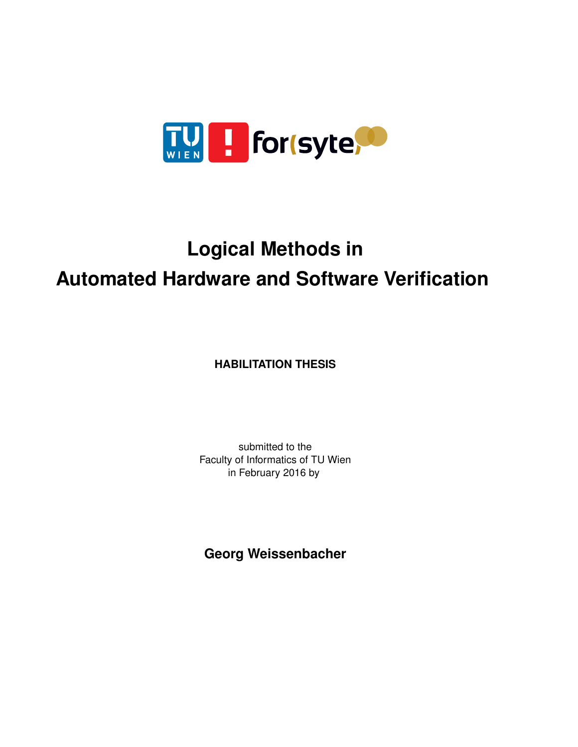# Logical Methods in Automated Hardware and Software Verification

**HABILITATION THESIS**

submitted to the
Faculty of Informatics of TU Wien
in February 2016 by

**Georg Weissenbacher**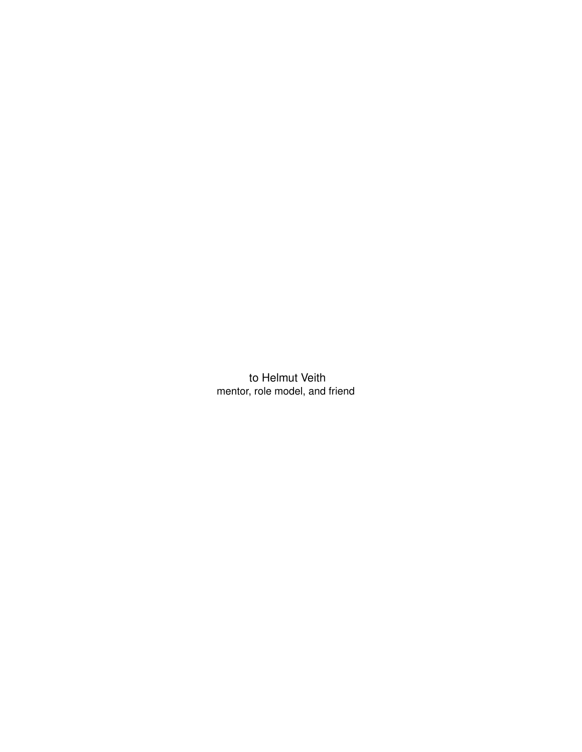to Helmut Veith
mentor, role model, and friend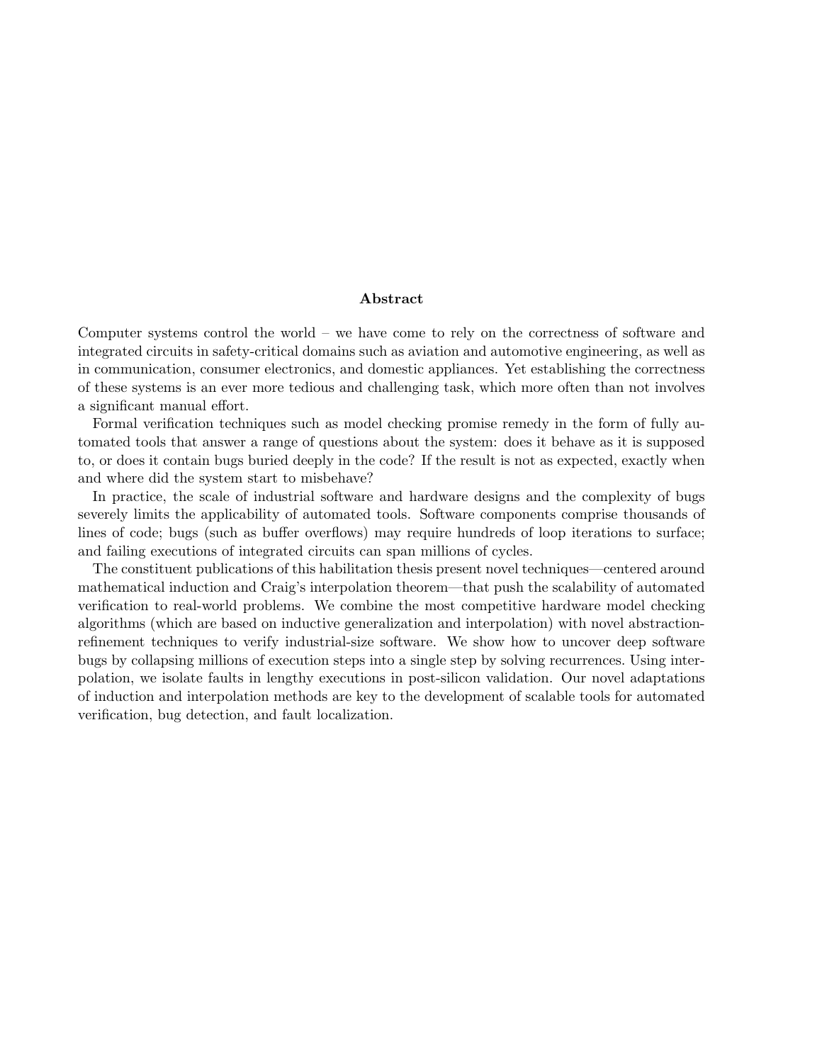## Abstract

Computer systems control the world – we have come to rely on the correctness of software and integrated circuits in safety-critical domains such as aviation and automotive engineering, as well as in communication, consumer electronics, and domestic appliances. Yet establishing the correctness of these systems is an ever more tedious and challenging task, which more often than not involves a significant manual effort.

Formal verification techniques such as model checking promise remedy in the form of fully automated tools that answer a range of questions about the system: does it behave as it is supposed to, or does it contain bugs buried deeply in the code? If the result is not as expected, exactly when and where did the system start to misbehave?

In practice, the scale of industrial software and hardware designs and the complexity of bugs severely limits the applicability of automated tools. Software components comprise thousands of lines of code; bugs (such as buffer overflows) may require hundreds of loop iterations to surface; and failing executions of integrated circuits can span millions of cycles.

The constituent publications of this habilitation thesis present novel techniques—centered around mathematical induction and Craig's interpolation theorem—that push the scalability of automated verification to real-world problems. We combine the most competitive hardware model checking algorithms (which are based on inductive generalization and interpolation) with novel abstraction-refinement techniques to verify industrial-size software. We show how to uncover deep software bugs by collapsing millions of execution steps into a single step by solving recurrences. Using interpolation, we isolate faults in lengthy executions in post-silicon validation. Our novel adaptations of induction and interpolation methods are key to the development of scalable tools for automated verification, bug detection, and fault localization.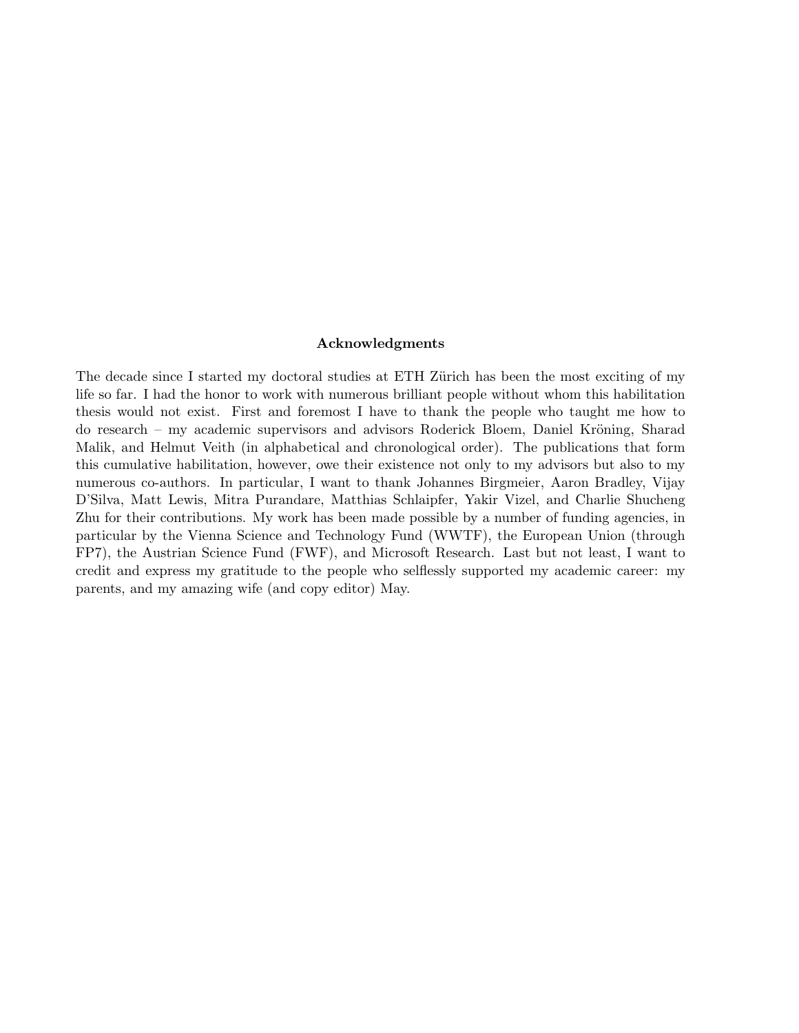## Acknowledgments

The decade since I started my doctoral studies at ETH Zürich has been the most exciting of my life so far. I had the honor to work with numerous brilliant people without whom this habilitation thesis would not exist. First and foremost I have to thank the people who taught me how to do research – my academic supervisors and advisors Roderick Bloem, Daniel Kröning, Sharad Malik, and Helmut Veith (in alphabetical and chronological order). The publications that form this cumulative habilitation, however, owe their existence not only to my advisors but also to my numerous co-authors. In particular, I want to thank Johannes Birgmeier, Aaron Bradley, Vijay D'Silva, Matt Lewis, Mitra Purandare, Matthias Schlaipfer, Yakir Vizel, and Charlie Shucheng Zhu for their contributions. My work has been made possible by a number of funding agencies, in particular by the Vienna Science and Technology Fund (WWTF), the European Union (through FP7), the Austrian Science Fund (FWF), and Microsoft Research. Last but not least, I want to credit and express my gratitude to the people who selflessly supported my academic career: my parents, and my amazing wife (and copy editor) May.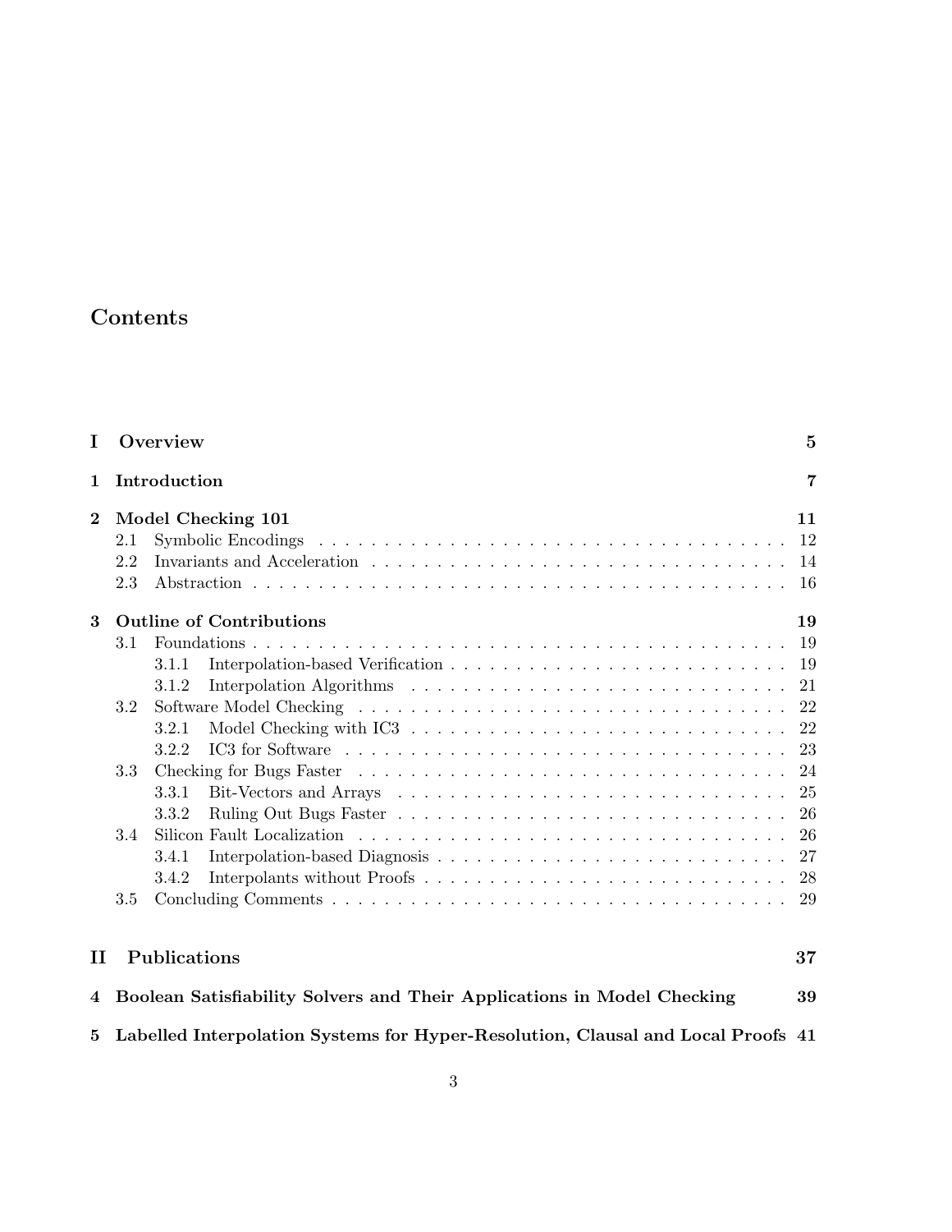# Contents

| | | |
|---|---|---|
| **I** | **Overview** | **5** |
| **1** | **Introduction** | **7** |
| **2** | **Model Checking 101** | **11** |
| 2.1 | Symbolic Encodings | 12 |
| 2.2 | Invariants and Acceleration | 14 |
| 2.3 | Abstraction | 16 |
| **3** | **Outline of Contributions** | **19** |
| 3.1 | Foundations | 19 |
| 3.1.1 | Interpolation-based Verification | 19 |
| 3.1.2 | Interpolation Algorithms | 21 |
| 3.2 | Software Model Checking | 22 |
| 3.2.1 | Model Checking with IC3 | 22 |
| 3.2.2 | IC3 for Software | 23 |
| 3.3 | Checking for Bugs Faster | 24 |
| 3.3.1 | Bit-Vectors and Arrays | 25 |
| 3.3.2 | Ruling Out Bugs Faster | 26 |
| 3.4 | Silicon Fault Localization | 26 |
| 3.4.1 | Interpolation-based Diagnosis | 27 |
| 3.4.2 | Interpolants without Proofs | 28 |
| 3.5 | Concluding Comments | 29 |
| **II** | **Publications** | **37** |
| **4** | **Boolean Satisfiability Solvers and Their Applications in Model Checking** | **39** |
| **5** | **Labelled Interpolation Systems for Hyper-Resolution, Clausal and Local Proofs** | **41** |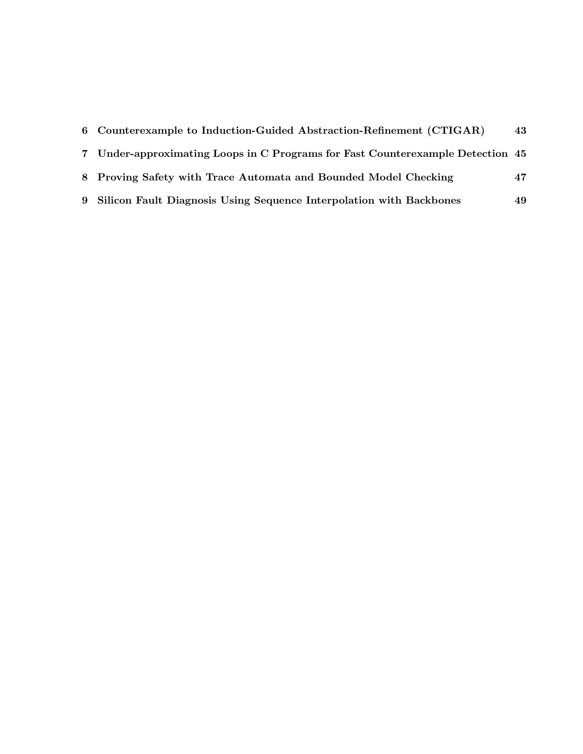**6 Counterexample to Induction-Guided Abstraction-Refinement (CTIGAR) 43**

**7 Under-approximating Loops in C Programs for Fast Counterexample Detection 45**

**8 Proving Safety with Trace Automata and Bounded Model Checking 47**

**9 Silicon Fault Diagnosis Using Sequence Interpolation with Backbones 49**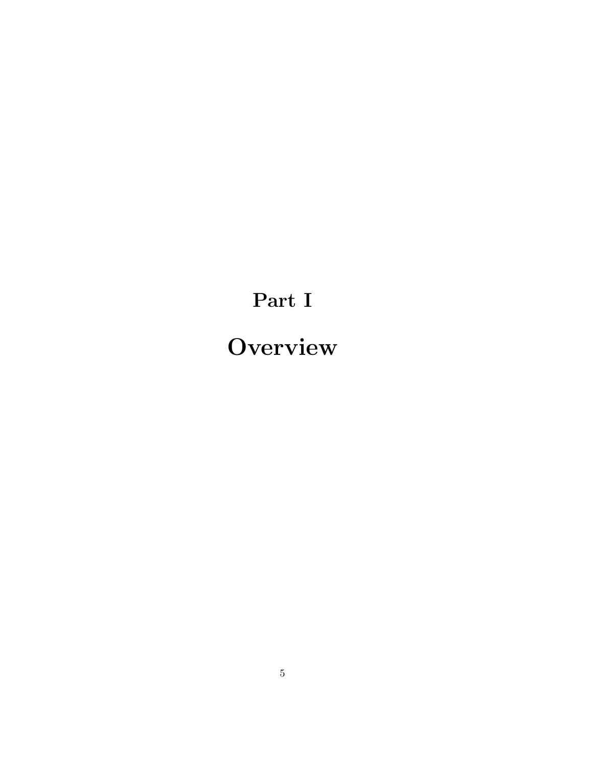# Part I

# Overview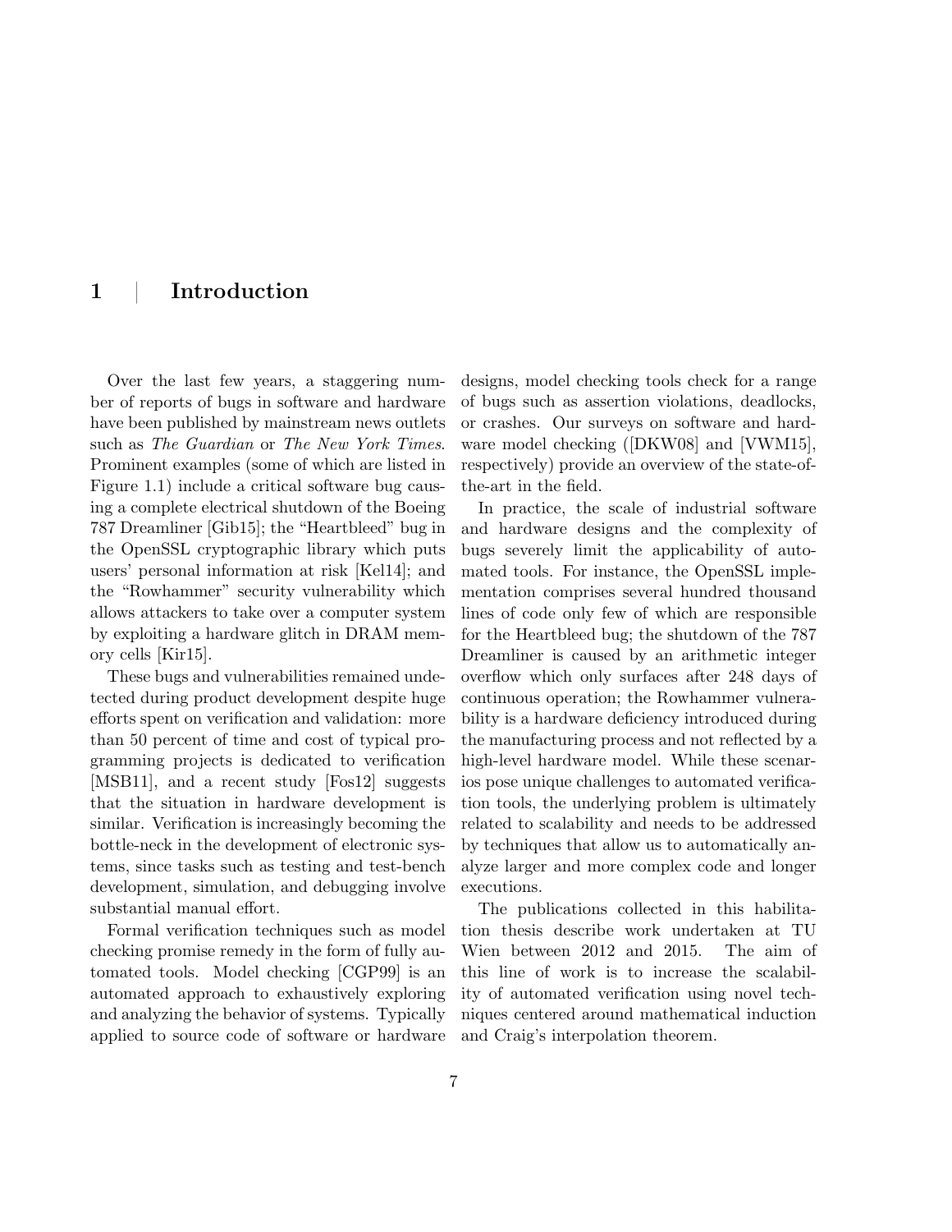# 1 | Introduction

Over the last few years, a staggering number of reports of bugs in software and hardware have been published by mainstream news outlets such as *The Guardian* or *The New York Times*. Prominent examples (some of which are listed in Figure 1.1) include a critical software bug causing a complete electrical shutdown of the Boeing 787 Dreamliner [Gib15]; the "Heartbleed" bug in the OpenSSL cryptographic library which puts users' personal information at risk [Kel14]; and the "Rowhammer" security vulnerability which allows attackers to take over a computer system by exploiting a hardware glitch in DRAM memory cells [Kir15].

These bugs and vulnerabilities remained undetected during product development despite huge efforts spent on verification and validation: more than 50 percent of time and cost of typical programming projects is dedicated to verification [MSB11], and a recent study [Fos12] suggests that the situation in hardware development is similar. Verification is increasingly becoming the bottle-neck in the development of electronic systems, since tasks such as testing and test-bench development, simulation, and debugging involve substantial manual effort.

Formal verification techniques such as model checking promise remedy in the form of fully automated tools. Model checking [CGP99] is an automated approach to exhaustively exploring and analyzing the behavior of systems. Typically applied to source code of software or hardware designs, model checking tools check for a range of bugs such as assertion violations, deadlocks, or crashes. Our surveys on software and hardware model checking ([DKW08] and [VWM15], respectively) provide an overview of the state-of-the-art in the field.

In practice, the scale of industrial software and hardware designs and the complexity of bugs severely limit the applicability of automated tools. For instance, the OpenSSL implementation comprises several hundred thousand lines of code only few of which are responsible for the Heartbleed bug; the shutdown of the 787 Dreamliner is caused by an arithmetic integer overflow which only surfaces after 248 days of continuous operation; the Rowhammer vulnerability is a hardware deficiency introduced during the manufacturing process and not reflected by a high-level hardware model. While these scenarios pose unique challenges to automated verification tools, the underlying problem is ultimately related to scalability and needs to be addressed by techniques that allow us to automatically analyze larger and more complex code and longer executions.

The publications collected in this habilitation thesis describe work undertaken at TU Wien between 2012 and 2015. The aim of this line of work is to increase the scalability of automated verification using novel techniques centered around mathematical induction and Craig's interpolation theorem.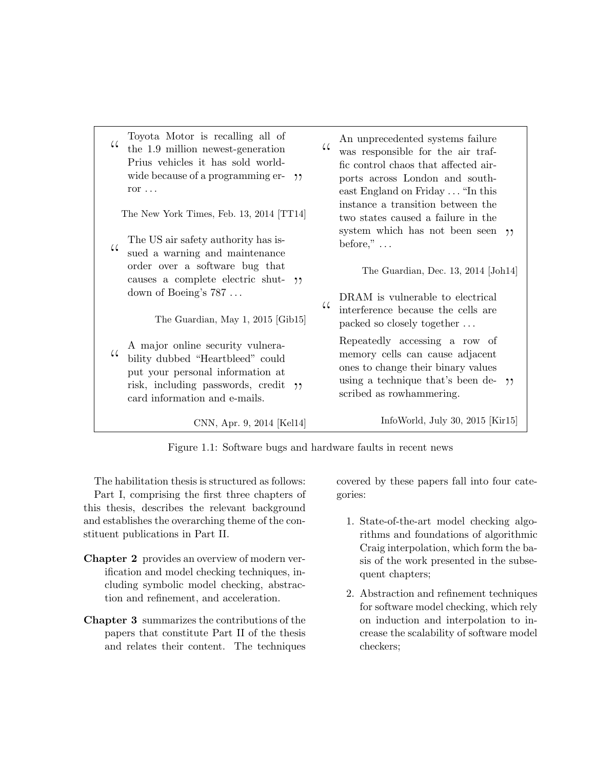> “Toyota Motor is recalling all of the 1.9 million newest-generation Prius vehicles it has sold worldwide because of a programming error . . . ”
>
> The New York Times, Feb. 13, 2014 [TT14]

> “The US air safety authority has issued a warning and maintenance order over a software bug that causes a complete electric shutdown of Boeing’s 787 . . . ”
>
> The Guardian, May 1, 2015 [Gib15]

> “A major online security vulnerability dubbed “Heartbleed” could put your personal information at risk, including passwords, credit card information and e-mails. ”
>
> CNN, Apr. 9, 2014 [Kel14]

> “An unprecedented systems failure was responsible for the air traffic control chaos that affected airports across London and southeast England on Friday . . . “In this instance a transition between the two states caused a failure in the system which has not been seen before,” . . . ”
>
> The Guardian, Dec. 13, 2014 [Joh14]

> “DRAM is vulnerable to electrical interference because the cells are packed so closely together . . .
>
> Repeatedly accessing a row of memory cells can cause adjacent ones to change their binary values using a technique that’s been described as rowhammering. ”
>
> InfoWorld, July 30, 2015 [Kir15]

Figure 1.1: Software bugs and hardware faults in recent news

The habilitation thesis is structured as follows:

Part I, comprising the first three chapters of this thesis, describes the relevant background and establishes the overarching theme of the constituent publications in Part II.

**Chapter 2** provides an overview of modern verification and model checking techniques, including symbolic model checking, abstraction and refinement, and acceleration.

**Chapter 3** summarizes the contributions of the papers that constitute Part II of the thesis and relates their content. The techniques covered by these papers fall into four categories:

1. State-of-the-art model checking algorithms and foundations of algorithmic Craig interpolation, which form the basis of the work presented in the subsequent chapters;

2. Abstraction and refinement techniques for software model checking, which rely on induction and interpolation to increase the scalability of software model checkers;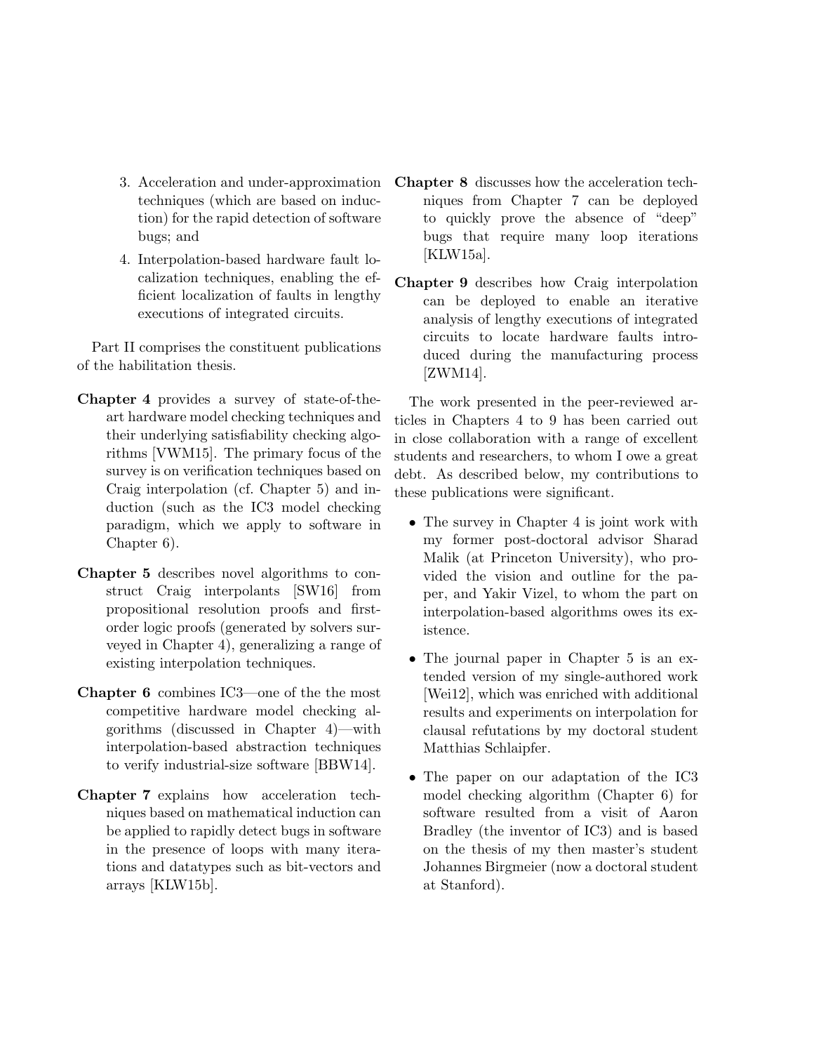3. Acceleration and under-approximation techniques (which are based on induction) for the rapid detection of software bugs; and
4. Interpolation-based hardware fault localization techniques, enabling the efficient localization of faults in lengthy executions of integrated circuits.

Part II comprises the constituent publications of the habilitation thesis.

**Chapter 4** provides a survey of state-of-the-art hardware model checking techniques and their underlying satisfiability checking algorithms [VWM15]. The primary focus of the survey is on verification techniques based on Craig interpolation (cf. Chapter 5) and induction (such as the IC3 model checking paradigm, which we apply to software in Chapter 6).

**Chapter 5** describes novel algorithms to construct Craig interpolants [SW16] from propositional resolution proofs and first-order logic proofs (generated by solvers surveyed in Chapter 4), generalizing a range of existing interpolation techniques.

**Chapter 6** combines IC3—one of the the most competitive hardware model checking algorithms (discussed in Chapter 4)—with interpolation-based abstraction techniques to verify industrial-size software [BBW14].

**Chapter 7** explains how acceleration techniques based on mathematical induction can be applied to rapidly detect bugs in software in the presence of loops with many iterations and datatypes such as bit-vectors and arrays [KLW15b].

**Chapter 8** discusses how the acceleration techniques from Chapter 7 can be deployed to quickly prove the absence of "deep" bugs that require many loop iterations [KLW15a].

**Chapter 9** describes how Craig interpolation can be deployed to enable an iterative analysis of lengthy executions of integrated circuits to locate hardware faults introduced during the manufacturing process [ZWM14].

The work presented in the peer-reviewed articles in Chapters 4 to 9 has been carried out in close collaboration with a range of excellent students and researchers, to whom I owe a great debt. As described below, my contributions to these publications were significant.

- The survey in Chapter 4 is joint work with my former post-doctoral advisor Sharad Malik (at Princeton University), who provided the vision and outline for the paper, and Yakir Vizel, to whom the part on interpolation-based algorithms owes its existence.
- The journal paper in Chapter 5 is an extended version of my single-authored work [Wei12], which was enriched with additional results and experiments on interpolation for clausal refutations by my doctoral student Matthias Schlaipfer.
- The paper on our adaptation of the IC3 model checking algorithm (Chapter 6) for software resulted from a visit of Aaron Bradley (the inventor of IC3) and is based on the thesis of my then master's student Johannes Birgmeier (now a doctoral student at Stanford).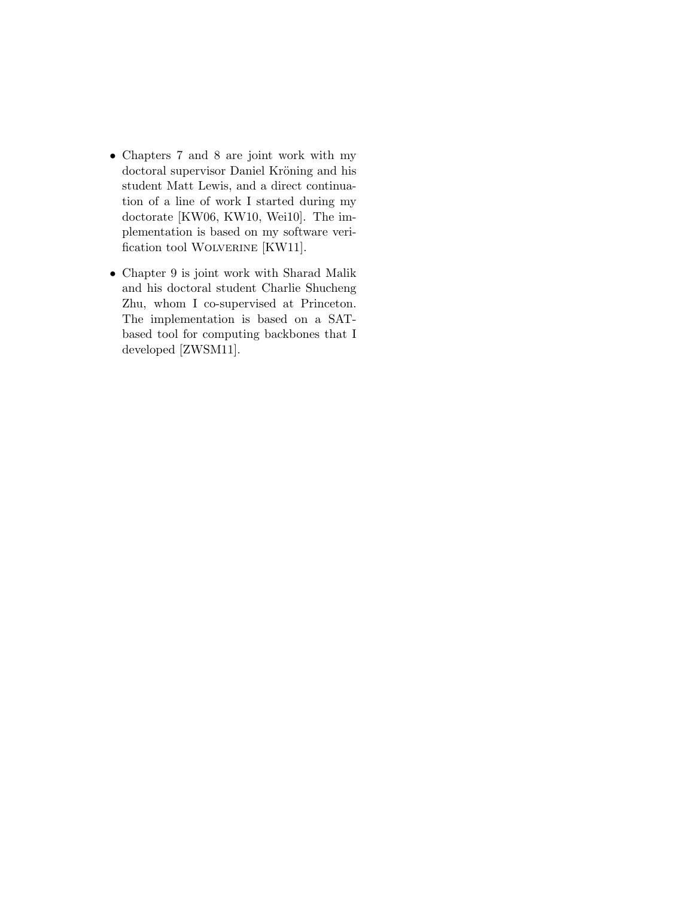- Chapters 7 and 8 are joint work with my doctoral supervisor Daniel Kröning and his student Matt Lewis, and a direct continuation of a line of work I started during my doctorate [KW06, KW10, Wei10]. The implementation is based on my software verification tool WOLVERINE [KW11].
- Chapter 9 is joint work with Sharad Malik and his doctoral student Charlie Shucheng Zhu, whom I co-supervised at Princeton. The implementation is based on a SAT-based tool for computing backbones that I developed [ZWSM11].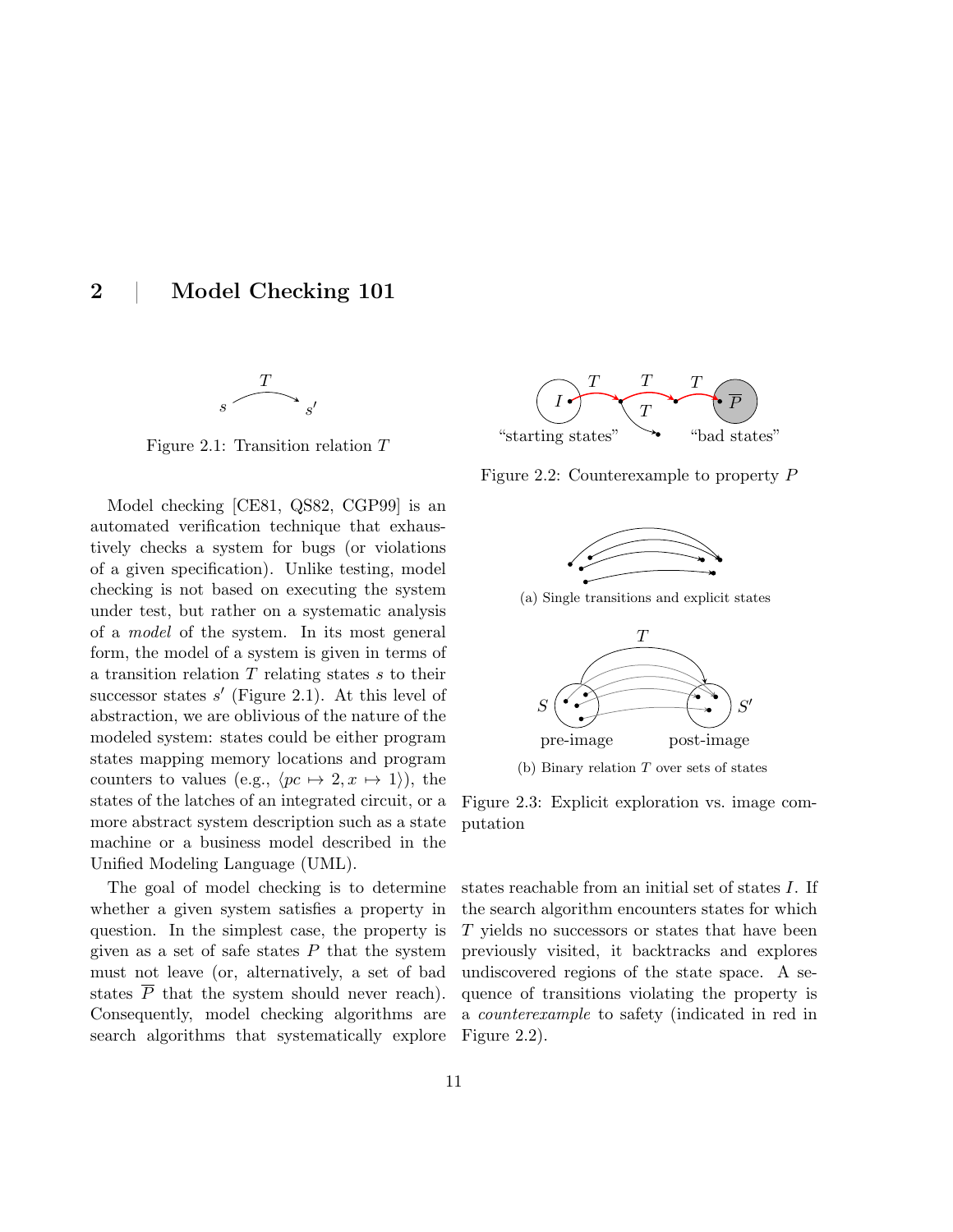# 2 | Model Checking 101

Figure 2.1: Transition relation $T$

Figure 2.2: Counterexample to property $P$

(a) Single transitions and explicit states

(b) Binary relation $T$ over sets of states

Figure 2.3: Explicit exploration vs. image computation

Model checking [CE81, QS82, CGP99] is an automated verification technique that exhaustively checks a system for bugs (or violations of a given specification). Unlike testing, model checking is not based on executing the system under test, but rather on a systematic analysis of a *model* of the system. In its most general form, the model of a system is given in terms of a transition relation $T$ relating states $s$ to their successor states $s'$ (Figure 2.1). At this level of abstraction, we are oblivious of the nature of the modeled system: states could be either program states mapping memory locations and program counters to values (e.g., $\langle pc \mapsto 2, x \mapsto 1\rangle$), the states of the latches of an integrated circuit, or a more abstract system description such as a state machine or a business model described in the Unified Modeling Language (UML).

The goal of model checking is to determine whether a given system satisfies a property in question. In the simplest case, the property is given as a set of safe states $P$ that the system must not leave (or, alternatively, a set of bad states $\overline{P}$ that the system should never reach). Consequently, model checking algorithms are search algorithms that systematically explore states reachable from an initial set of states $I$. If the search algorithm encounters states for which $T$ yields no successors or states that have been previously visited, it backtracks and explores undiscovered regions of the state space. A sequence of transitions violating the property is a *counterexample* to safety (indicated in red in Figure 2.2).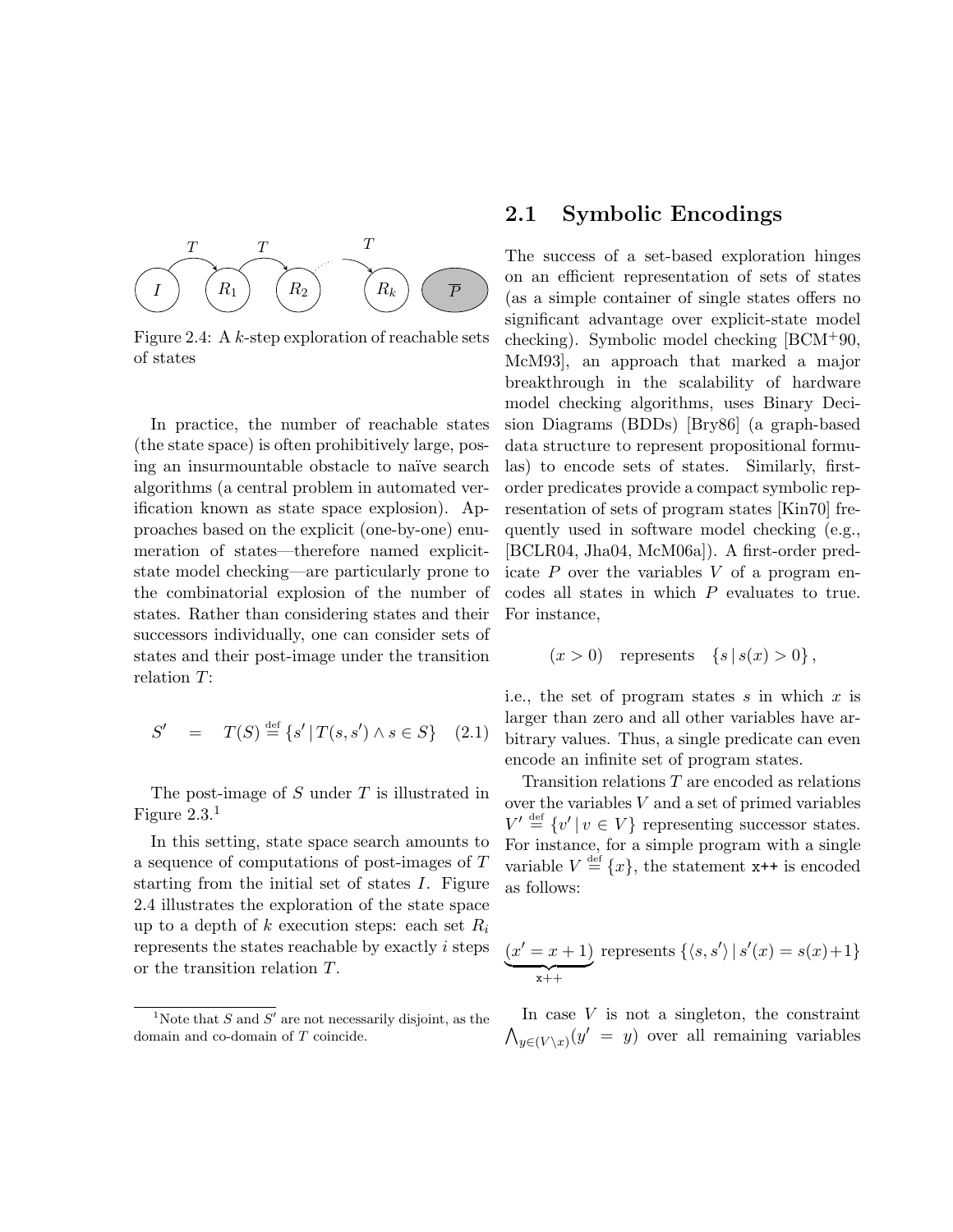Figure 2.4: A $k$-step exploration of reachable sets of states

In practice, the number of reachable states (the state space) is often prohibitively large, posing an insurmountable obstacle to naïve search algorithms (a central problem in automated verification known as state space explosion). Approaches based on the explicit (one-by-one) enumeration of states—therefore named explicit-state model checking—are particularly prone to the combinatorial explosion of the number of states. Rather than considering states and their successors individually, one can consider sets of states and their post-image under the transition relation $T$:

$$S' \quad = \quad T(S) \stackrel{\text{def}}{=} \{s' \,|\, T(s, s') \wedge s \in S\} \quad (2.1)$$

The post-image of $S$ under $T$ is illustrated in Figure 2.3.[1]

In this setting, state space search amounts to a sequence of computations of post-images of $T$ starting from the initial set of states $I$. Figure 2.4 illustrates the exploration of the state space up to a depth of $k$ execution steps: each set $R_i$ represents the states reachable by exactly $i$ steps or the transition relation $T$.

[1]Note that $S$ and $S'$ are not necessarily disjoint, as the domain and co-domain of $T$ coincide.

## 2.1 Symbolic Encodings

The success of a set-based exploration hinges on an efficient representation of sets of states (as a simple container of single states offers no significant advantage over explicit-state model checking). Symbolic model checking [BCM+90, McM93], an approach that marked a major breakthrough in the scalability of hardware model checking algorithms, uses Binary Decision Diagrams (BDDs) [Bry86] (a graph-based data structure to represent propositional formulas) to encode sets of states. Similarly, first-order predicates provide a compact symbolic representation of sets of program states [Kin70] frequently used in software model checking (e.g., [BCLR04, Jha04, McM06a]). A first-order predicate $P$ over the variables $V$ of a program encodes all states in which $P$ evaluates to true. For instance,

$$(x > 0) \quad \text{represents} \quad \{s \,|\, s(x) > 0\}\,,$$

i.e., the set of program states $s$ in which $x$ is larger than zero and all other variables have arbitrary values. Thus, a single predicate can even encode an infinite set of program states.

Transition relations $T$ are encoded as relations over the variables $V$ and a set of primed variables $V' \stackrel{\text{def}}{=} \{v' \,|\, v \in V\}$ representing successor states. For instance, for a simple program with a single variable $V \stackrel{\text{def}}{=} \{x\}$, the statement `x++` is encoded as follows:

$$\underbrace{(x' = x + 1)}_{\texttt{x++}} \text{ represents } \{\langle s, s'\rangle \,|\, s'(x) = s(x)+1\}$$

In case $V$ is not a singleton, the constraint $\bigwedge_{y \in (V \setminus x)} (y' = y)$ over all remaining variables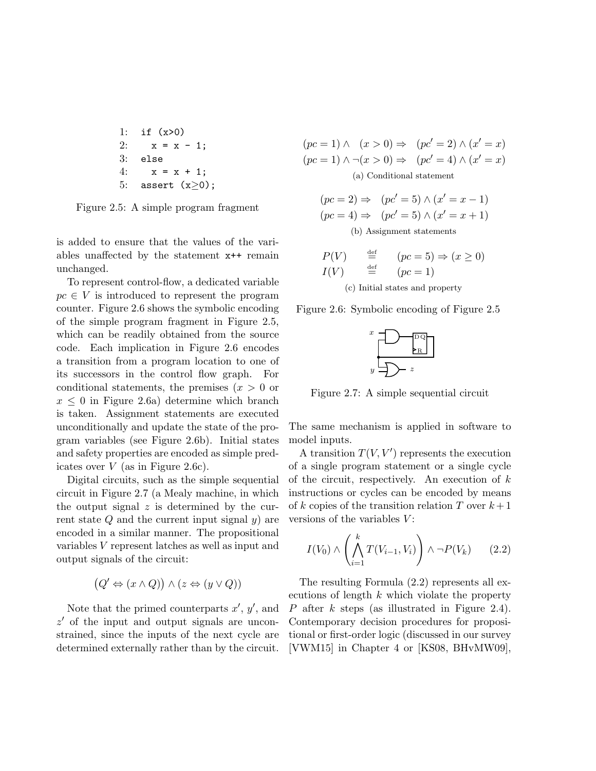```
1:   if (x>0)
2:     x = x - 1;
3:   else
4:     x = x + 1;
5:   assert (x≥0);
```

Figure 2.5: A simple program fragment

is added to ensure that the values of the variables unaffected by the statement `x++` remain unchanged.

To represent control-flow, a dedicated variable $pc \in V$ is introduced to represent the program counter. Figure 2.6 shows the symbolic encoding of the simple program fragment in Figure 2.5, which can be readily obtained from the source code. Each implication in Figure 2.6 encodes a transition from a program location to one of its successors in the control flow graph. For conditional statements, the premises ($x > 0$ or $x \leq 0$ in Figure 2.6a) determine which branch is taken. Assignment statements are executed unconditionally and update the state of the program variables (see Figure 2.6b). Initial states and safety properties are encoded as simple predicates over $V$ (as in Figure 2.6c).

$$
\begin{aligned}
(pc = 1) \wedge \phantom{\neg}(x > 0) &\Rightarrow (pc' = 2) \wedge (x' = x)\\
(pc = 1) \wedge \neg(x > 0) &\Rightarrow (pc' = 4) \wedge (x' = x)
\end{aligned}
$$

(a) Conditional statement

$$
\begin{aligned}
(pc = 2) &\Rightarrow (pc' = 5) \wedge (x' = x - 1)\\
(pc = 4) &\Rightarrow (pc' = 5) \wedge (x' = x + 1)
\end{aligned}
$$

(b) Assignment statements

$$
\begin{aligned}
P(V) &\stackrel{\text{def}}{=} (pc = 5) \Rightarrow (x \geq 0)\\
I(V) &\stackrel{\text{def}}{=} (pc = 1)
\end{aligned}
$$

(c) Initial states and property

Figure 2.6: Symbolic encoding of Figure 2.5

Figure 2.7: A simple sequential circuit

Digital circuits, such as the simple sequential circuit in Figure 2.7 (a Mealy machine, in which the output signal $z$ is determined by the current state $Q$ and the current input signal $y$) are encoded in a similar manner. The propositional variables $V$ represent latches as well as input and output signals of the circuit:

$$\big(Q' \Leftrightarrow (x \wedge Q)\big) \wedge (z \Leftrightarrow (y \vee Q))$$

Note that the primed counterparts $x'$, $y'$, and $z'$ of the input and output signals are unconstrained, since the inputs of the next cycle are determined externally rather than by the circuit. The same mechanism is applied in software to model inputs.

A transition $T(V, V')$ represents the execution of a single program statement or a single cycle of the circuit, respectively. An execution of $k$ instructions or cycles can be encoded by means of $k$ copies of the transition relation $T$ over $k+1$ versions of the variables $V$:

$$I(V_0) \wedge \left( \bigwedge_{i=1}^{k} T(V_{i-1}, V_i) \right) \wedge \neg P(V_k) \qquad (2.2)$$

The resulting Formula (2.2) represents all executions of length $k$ which violate the property $P$ after $k$ steps (as illustrated in Figure 2.4). Contemporary decision procedures for propositional or first-order logic (discussed in our survey [VWM15] in Chapter 4 or [KS08, BHvMW09],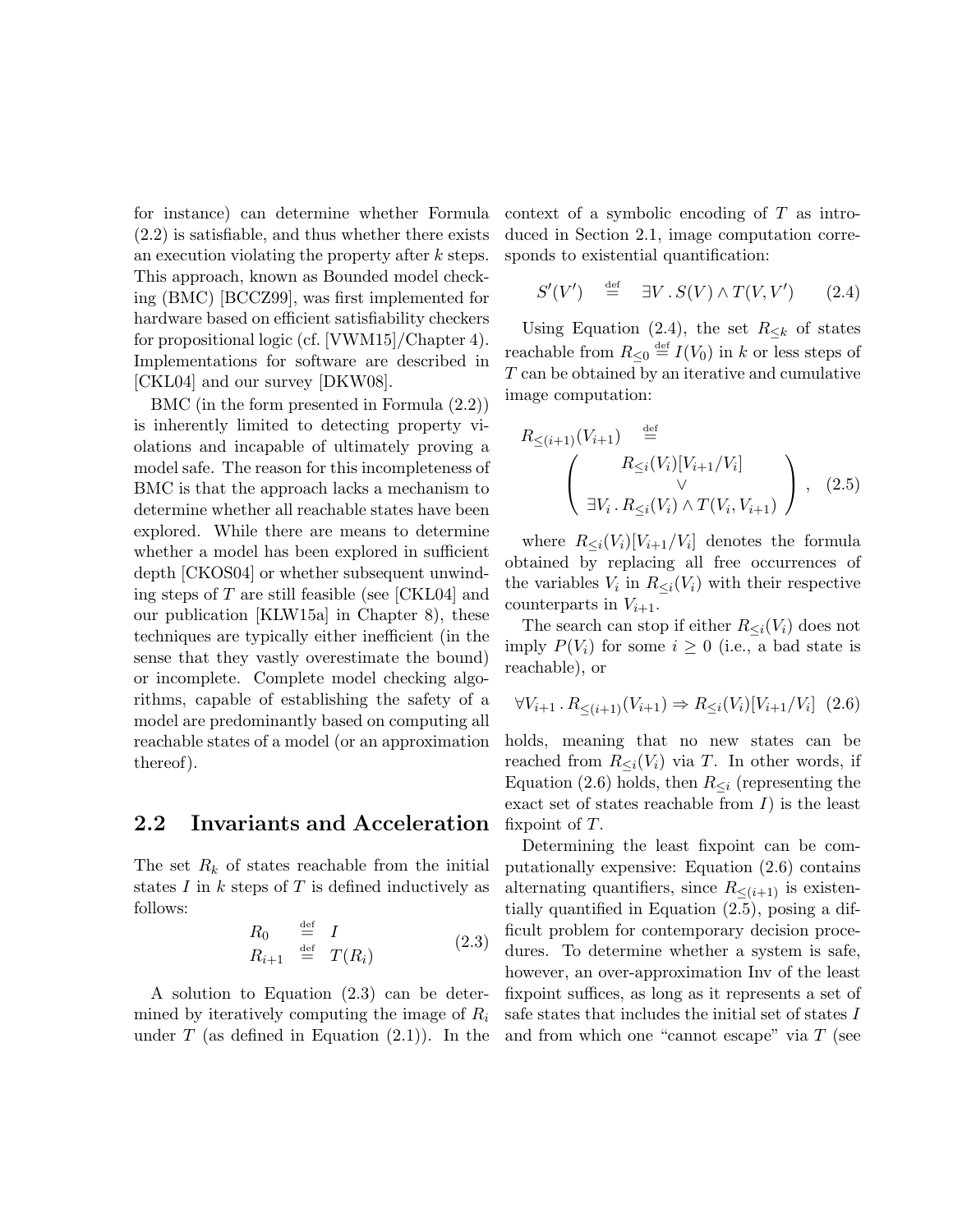for instance) can determine whether Formula (2.2) is satisfiable, and thus whether there exists an execution violating the property after $k$ steps. This approach, known as Bounded model checking (BMC) [BCCZ99], was first implemented for hardware based on efficient satisfiability checkers for propositional logic (cf. [VWM15]/Chapter 4). Implementations for software are described in [CKL04] and our survey [DKW08].

BMC (in the form presented in Formula (2.2)) is inherently limited to detecting property violations and incapable of ultimately proving a model safe. The reason for this incompleteness of BMC is that the approach lacks a mechanism to determine whether all reachable states have been explored. While there are means to determine whether a model has been explored in sufficient depth [CKOS04] or whether subsequent unwinding steps of $T$ are still feasible (see [CKL04] and our publication [KLW15a] in Chapter 8), these techniques are typically either inefficient (in the sense that they vastly overestimate the bound) or incomplete. Complete model checking algorithms, capable of establishing the safety of a model are predominantly based on computing all reachable states of a model (or an approximation thereof).

## 2.2 Invariants and Acceleration

The set $R_k$ of states reachable from the initial states $I$ in $k$ steps of $T$ is defined inductively as follows:

$$\begin{array}{lcl} R_0 & \stackrel{\text{def}}{=} & I \\ R_{i+1} & \stackrel{\text{def}}{=} & T(R_i) \end{array} \tag{2.3}$$

A solution to Equation (2.3) can be determined by iteratively computing the image of $R_i$ under $T$ (as defined in Equation (2.1)). In the context of a symbolic encoding of $T$ as introduced in Section 2.1, image computation corresponds to existential quantification:

$$S'(V') \quad \stackrel{\text{def}}{=} \quad \exists V \,.\, S(V) \wedge T(V, V') \tag{2.4}$$

Using Equation (2.4), the set $R_{\leq k}$ of states reachable from $R_{\leq 0} \stackrel{\text{def}}{=} I(V_0)$ in $k$ or less steps of $T$ can be obtained by an iterative and cumulative image computation:

$$R_{\leq(i+1)}(V_{i+1}) \quad \stackrel{\text{def}}{=} \quad \left( \begin{array}{c} R_{\leq i}(V_i)[V_{i+1}/V_i] \\ \vee \\ \exists V_i \,.\, R_{\leq i}(V_i) \wedge T(V_i, V_{i+1}) \end{array} \right), \tag{2.5}$$

where $R_{\leq i}(V_i)[V_{i+1}/V_i]$ denotes the formula obtained by replacing all free occurrences of the variables $V_i$ in $R_{\leq i}(V_i)$ with their respective counterparts in $V_{i+1}$.

The search can stop if either $R_{\leq i}(V_i)$ does not imply $P(V_i)$ for some $i \geq 0$ (i.e., a bad state is reachable), or

$$\forall V_{i+1} \,.\, R_{\leq(i+1)}(V_{i+1}) \Rightarrow R_{\leq i}(V_i)[V_{i+1}/V_i] \tag{2.6}$$

holds, meaning that no new states can be reached from $R_{\leq i}(V_i)$ via $T$. In other words, if Equation (2.6) holds, then $R_{\leq i}$ (representing the exact set of states reachable from $I$) is the least fixpoint of $T$.

Determining the least fixpoint can be computationally expensive: Equation (2.6) contains alternating quantifiers, since $R_{\leq(i+1)}$ is existentially quantified in Equation (2.5), posing a difficult problem for contemporary decision procedures. To determine whether a system is safe, however, an over-approximation Inv of the least fixpoint suffices, as long as it represents a set of safe states that includes the initial set of states $I$ and from which one "cannot escape" via $T$ (see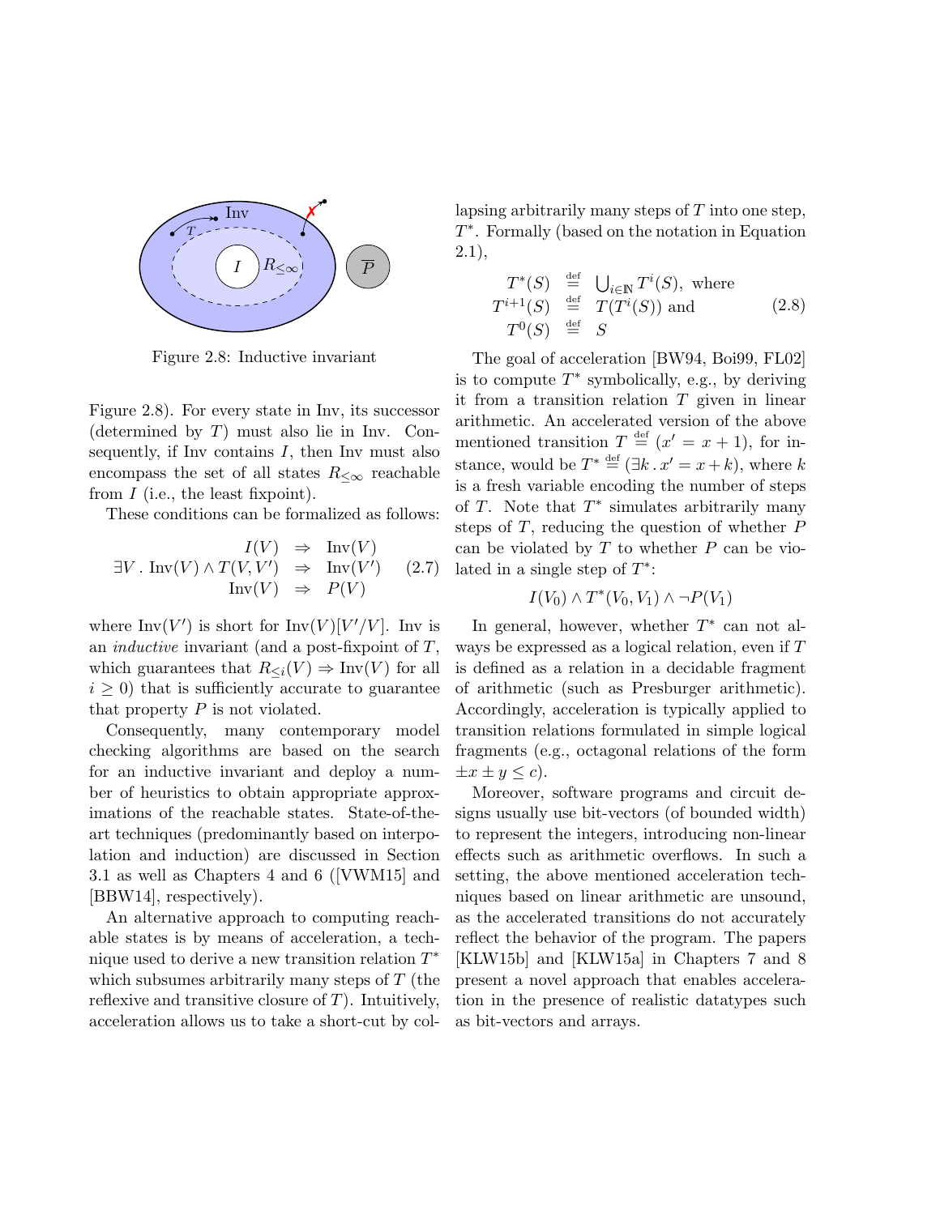Figure 2.8: Inductive invariant

Figure 2.8). For every state in Inv, its successor (determined by $T$) must also lie in Inv. Consequently, if Inv contains $I$, then Inv must also encompass the set of all states $R_{\leq\infty}$ reachable from $I$ (i.e., the least fixpoint).

These conditions can be formalized as follows:

$$\exists V \,.\, \begin{array}{rcl} I(V) & \Rightarrow & \text{Inv}(V) \\ \text{Inv}(V) \wedge T(V, V') & \Rightarrow & \text{Inv}(V') \\ \text{Inv}(V) & \Rightarrow & P(V) \end{array} \quad (2.7)$$

where $\text{Inv}(V')$ is short for $\text{Inv}(V)[V'/V]$. Inv is an *inductive* invariant (and a post-fixpoint of $T$, which guarantees that $R_{\leq i}(V) \Rightarrow \text{Inv}(V)$ for all $i \geq 0$) that is sufficiently accurate to guarantee that property $P$ is not violated.

Consequently, many contemporary model checking algorithms are based on the search for an inductive invariant and deploy a number of heuristics to obtain appropriate approximations of the reachable states. State-of-the-art techniques (predominantly based on interpolation and induction) are discussed in Section 3.1 as well as Chapters 4 and 6 ([VWM15] and [BBW14], respectively).

An alternative approach to computing reachable states is by means of acceleration, a technique used to derive a new transition relation $T^*$ which subsumes arbitrarily many steps of $T$ (the reflexive and transitive closure of $T$). Intuitively, acceleration allows us to take a short-cut by collapsing arbitrarily many steps of $T$ into one step, $T^*$. Formally (based on the notation in Equation 2.1),

$$\begin{array}{rcl} T^*(S) & \stackrel{\text{def}}{=} & \bigcup_{i \in \mathbb{N}} T^i(S), \text{ where} \\ T^{i+1}(S) & \stackrel{\text{def}}{=} & T(T^i(S)) \text{ and} \\ T^0(S) & \stackrel{\text{def}}{=} & S \end{array} \quad (2.8)$$

The goal of acceleration [BW94, Boi99, FL02] is to compute $T^*$ symbolically, e.g., by deriving it from a transition relation $T$ given in linear arithmetic. An accelerated version of the above mentioned transition $T \stackrel{\text{def}}{=} (x' = x + 1)$, for instance, would be $T^* \stackrel{\text{def}}{=} (\exists k \,.\, x' = x + k)$, where $k$ is a fresh variable encoding the number of steps of $T$. Note that $T^*$ simulates arbitrarily many steps of $T$, reducing the question of whether $P$ can be violated by $T$ to whether $P$ can be violated in a single step of $T^*$:

$$I(V_0) \wedge T^*(V_0, V_1) \wedge \neg P(V_1)$$

In general, however, whether $T^*$ can not always be expressed as a logical relation, even if $T$ is defined as a relation in a decidable fragment of arithmetic (such as Presburger arithmetic). Accordingly, acceleration is typically applied to transition relations formulated in simple logical fragments (e.g., octagonal relations of the form $\pm x \pm y \leq c$).

Moreover, software programs and circuit designs usually use bit-vectors (of bounded width) to represent the integers, introducing non-linear effects such as arithmetic overflows. In such a setting, the above mentioned acceleration techniques based on linear arithmetic are unsound, as the accelerated transitions do not accurately reflect the behavior of the program. The papers [KLW15b] and [KLW15a] in Chapters 7 and 8 present a novel approach that enables acceleration in the presence of realistic datatypes such as bit-vectors and arrays.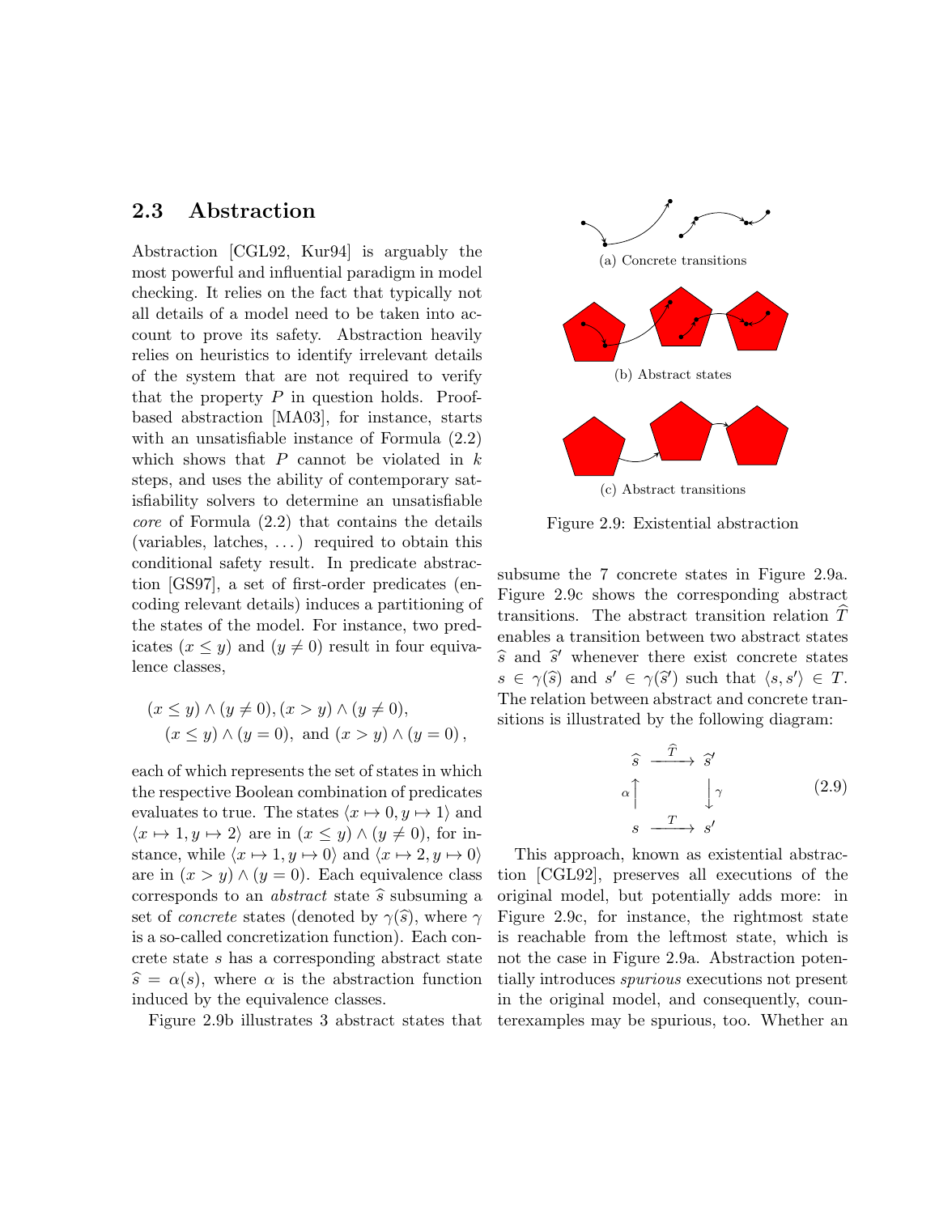## 2.3 Abstraction

Abstraction [CGL92, Kur94] is arguably the most powerful and influential paradigm in model checking. It relies on the fact that typically not all details of a model need to be taken into account to prove its safety. Abstraction heavily relies on heuristics to identify irrelevant details of the system that are not required to verify that the property $P$ in question holds. Proof-based abstraction [MA03], for instance, starts with an unsatisfiable instance of Formula (2.2) which shows that $P$ cannot be violated in $k$ steps, and uses the ability of contemporary satisfiability solvers to determine an unsatisfiable *core* of Formula (2.2) that contains the details (variables, latches, ...) required to obtain this conditional safety result. In predicate abstraction [GS97], a set of first-order predicates (encoding relevant details) induces a partitioning of the states of the model. For instance, two predicates $(x \leq y)$ and $(y \neq 0)$ result in four equivalence classes,

$$(x \leq y) \wedge (y \neq 0), (x > y) \wedge (y \neq 0),$$
$$(x \leq y) \wedge (y = 0), \text{ and } (x > y) \wedge (y = 0),$$

each of which represents the set of states in which the respective Boolean combination of predicates evaluates to true. The states $\langle x \mapsto 0, y \mapsto 1\rangle$ and $\langle x \mapsto 1, y \mapsto 2\rangle$ are in $(x \leq y) \wedge (y \neq 0)$, for instance, while $\langle x \mapsto 1, y \mapsto 0\rangle$ and $\langle x \mapsto 2, y \mapsto 0\rangle$ are in $(x > y) \wedge (y = 0)$. Each equivalence class corresponds to an *abstract* state $\widehat{s}$ subsuming a set of *concrete* states (denoted by $\gamma(\widehat{s})$, where $\gamma$ is a so-called concretization function). Each concrete state $s$ has a corresponding abstract state $\widehat{s} = \alpha(s)$, where $\alpha$ is the abstraction function induced by the equivalence classes.

Figure 2.9b illustrates 3 abstract states that subsume the 7 concrete states in Figure 2.9a. Figure 2.9c shows the corresponding abstract transitions. The abstract transition relation $\widehat{T}$ enables a transition between two abstract states $\widehat{s}$ and $\widehat{s}'$ whenever there exist concrete states $s \in \gamma(\widehat{s})$ and $s' \in \gamma(\widehat{s}')$ such that $\langle s, s'\rangle \in T$. The relation between abstract and concrete transitions is illustrated by the following diagram:

(a) Concrete transitions

(b) Abstract states

(c) Abstract transitions

Figure 2.9: Existential abstraction

$$\begin{array}{ccc} \widehat{s} & \xrightarrow{\widehat{T}} & \widehat{s}' \\ \alpha \uparrow & & \downarrow \gamma \\ s & \xrightarrow{T} & s' \end{array} \tag{2.9}$$

This approach, known as existential abstraction [CGL92], preserves all executions of the original model, but potentially adds more: in Figure 2.9c, for instance, the rightmost state is reachable from the leftmost state, which is not the case in Figure 2.9a. Abstraction potentially introduces *spurious* executions not present in the original model, and consequently, counterexamples may be spurious, too. Whether an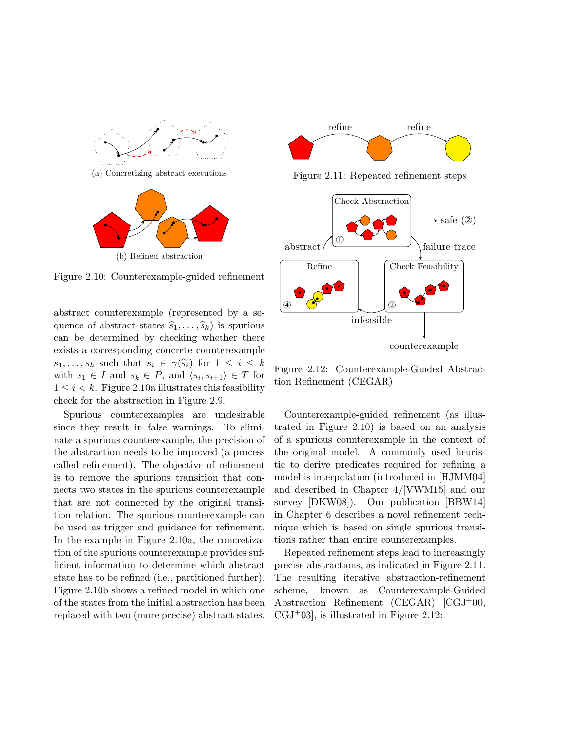(a) Concretizing abstract executions

(b) Refined abstraction

Figure 2.10: Counterexample-guided refinement

abstract counterexample (represented by a sequence of abstract states $\widehat{s}_1, \ldots, \widehat{s}_k$) is spurious can be determined by checking whether there exists a corresponding concrete counterexample $s_1, \ldots, s_k$ such that $s_i \in \gamma(\widehat{s}_i)$ for $1 \leq i \leq k$ with $s_1 \in I$ and $s_k \in \overline{P}$, and $\langle s_i, s_{i+1} \rangle \in T$ for $1 \leq i < k$. Figure 2.10a illustrates this feasibility check for the abstraction in Figure 2.9.

Spurious counterexamples are undesirable since they result in false warnings. To eliminate a spurious counterexample, the precision of the abstraction needs to be improved (a process called refinement). The objective of refinement is to remove the spurious transition that connects two states in the spurious counterexample that are not connected by the original transition relation. The spurious counterexample can be used as trigger and guidance for refinement. In the example in Figure 2.10a, the concretization of the spurious counterexample provides sufficient information to determine which abstract state has to be refined (i.e., partitioned further). Figure 2.10b shows a refined model in which one of the states from the initial abstraction has been replaced with two (more precise) abstract states.

refine refine

Figure 2.11: Repeated refinement steps

Check Abstraction ① — safe (②)

abstract — failure trace

Refine ④ — Check Feasibility ③

infeasible — counterexample

Figure 2.12: Counterexample-Guided Abstraction Refinement (CEGAR)

Counterexample-guided refinement (as illustrated in Figure 2.10) is based on an analysis of a spurious counterexample in the context of the original model. A commonly used heuristic to derive predicates required for refining a model is interpolation (introduced in [HJMM04] and described in Chapter 4/[VWM15] and our survey [DKW08]). Our publication [BBW14] in Chapter 6 describes a novel refinement technique which is based on single spurious transitions rather than entire counterexamples.

Repeated refinement steps lead to increasingly precise abstractions, as indicated in Figure 2.11. The resulting iterative abstraction-refinement scheme, known as Counterexample-Guided Abstraction Refinement (CEGAR) [CGJ+00, CGJ+03], is illustrated in Figure 2.12: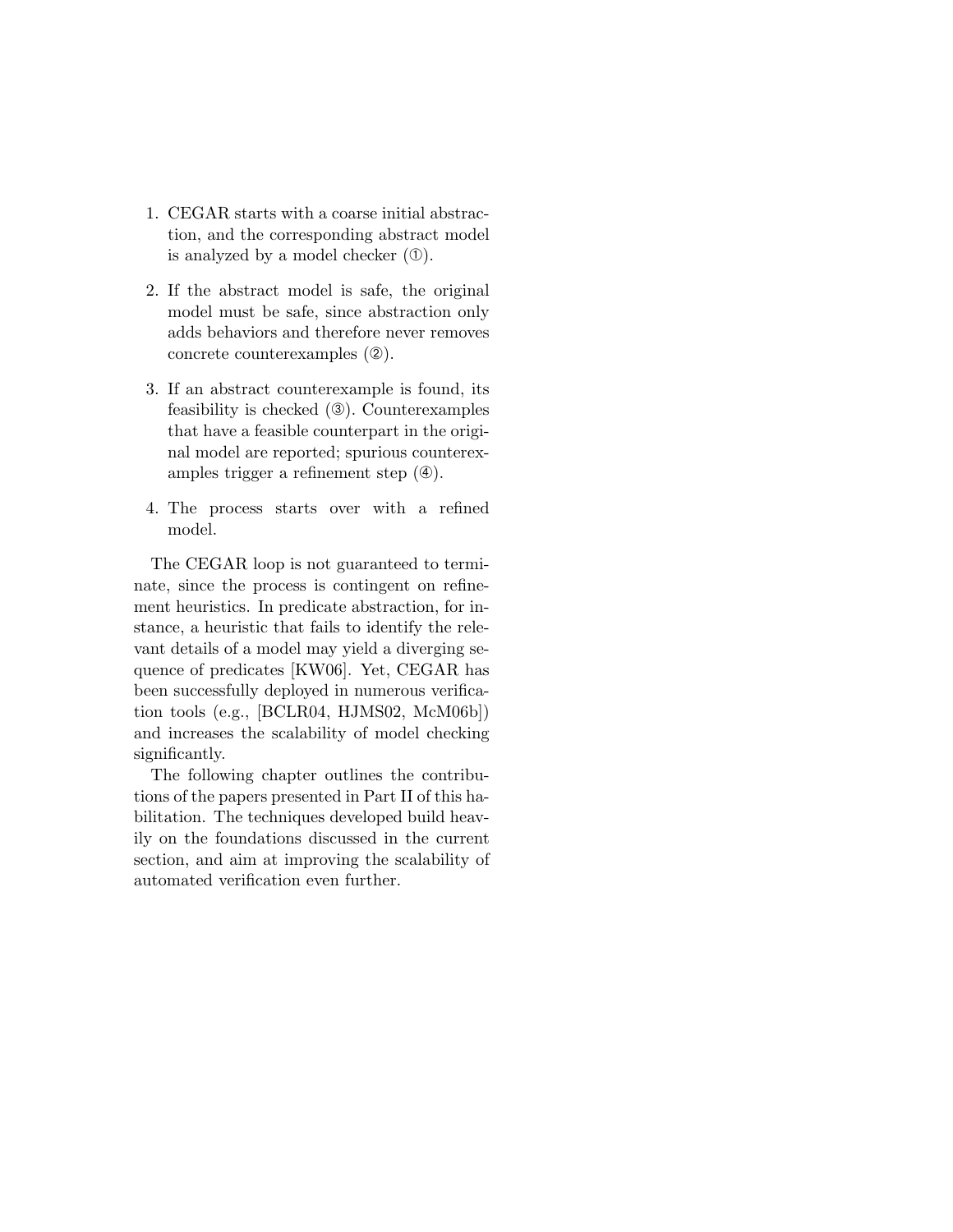1. CEGAR starts with a coarse initial abstraction, and the corresponding abstract model is analyzed by a model checker (①).

2. If the abstract model is safe, the original model must be safe, since abstraction only adds behaviors and therefore never removes concrete counterexamples (②).

3. If an abstract counterexample is found, its feasibility is checked (③). Counterexamples that have a feasible counterpart in the original model are reported; spurious counterexamples trigger a refinement step (④).

4. The process starts over with a refined model.

The CEGAR loop is not guaranteed to terminate, since the process is contingent on refinement heuristics. In predicate abstraction, for instance, a heuristic that fails to identify the relevant details of a model may yield a diverging sequence of predicates [KW06]. Yet, CEGAR has been successfully deployed in numerous verification tools (e.g., [BCLR04, HJMS02, McM06b]) and increases the scalability of model checking significantly.

The following chapter outlines the contributions of the papers presented in Part II of this habilitation. The techniques developed build heavily on the foundations discussed in the current section, and aim at improving the scalability of automated verification even further.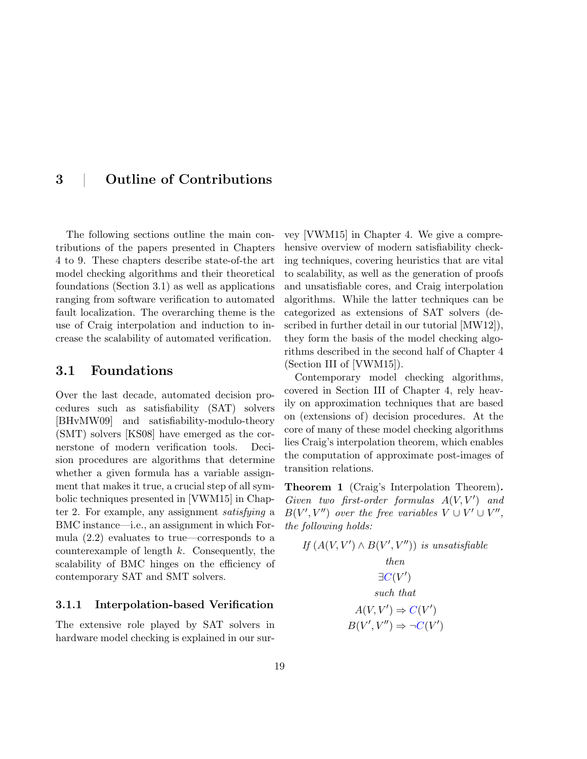# 3 | Outline of Contributions

The following sections outline the main contributions of the papers presented in Chapters 4 to 9. These chapters describe state-of-the art model checking algorithms and their theoretical foundations (Section 3.1) as well as applications ranging from software verification to automated fault localization. The overarching theme is the use of Craig interpolation and induction to increase the scalability of automated verification.

## 3.1 Foundations

Over the last decade, automated decision procedures such as satisfiability (SAT) solvers [BHvMW09] and satisfiability-modulo-theory (SMT) solvers [KS08] have emerged as the cornerstone of modern verification tools. Decision procedures are algorithms that determine whether a given formula has a variable assignment that makes it true, a crucial step of all symbolic techniques presented in [VWM15] in Chapter 2. For example, any assignment *satisfying* a BMC instance—i.e., an assignment in which Formula (2.2) evaluates to true—corresponds to a counterexample of length $k$. Consequently, the scalability of BMC hinges on the efficiency of contemporary SAT and SMT solvers.

### 3.1.1 Interpolation-based Verification

The extensive role played by SAT solvers in hardware model checking is explained in our survey [VWM15] in Chapter 4. We give a comprehensive overview of modern satisfiability checking techniques, covering heuristics that are vital to scalability, as well as the generation of proofs and unsatisfiable cores, and Craig interpolation algorithms. While the latter techniques can be categorized as extensions of SAT solvers (described in further detail in our tutorial [MW12]), they form the basis of the model checking algorithms described in the second half of Chapter 4 (Section III of [VWM15]).

Contemporary model checking algorithms, covered in Section III of Chapter 4, rely heavily on approximation techniques that are based on (extensions of) decision procedures. At the core of many of these model checking algorithms lies Craig's interpolation theorem, which enables the computation of approximate post-images of transition relations.

**Theorem 1** (Craig's Interpolation Theorem)**.** *Given two first-order formulas $A(V, V')$ and $B(V', V'')$ over the free variables $V \cup V' \cup V''$, the following holds:*

$$\textit{If } (A(V, V') \wedge B(V', V'')) \textit{ is unsatisfiable}$$
$$\textit{then}$$
$$\exists C(V')$$
$$\textit{such that}$$
$$A(V, V') \Rightarrow C(V')$$
$$B(V', V'') \Rightarrow \neg C(V')$$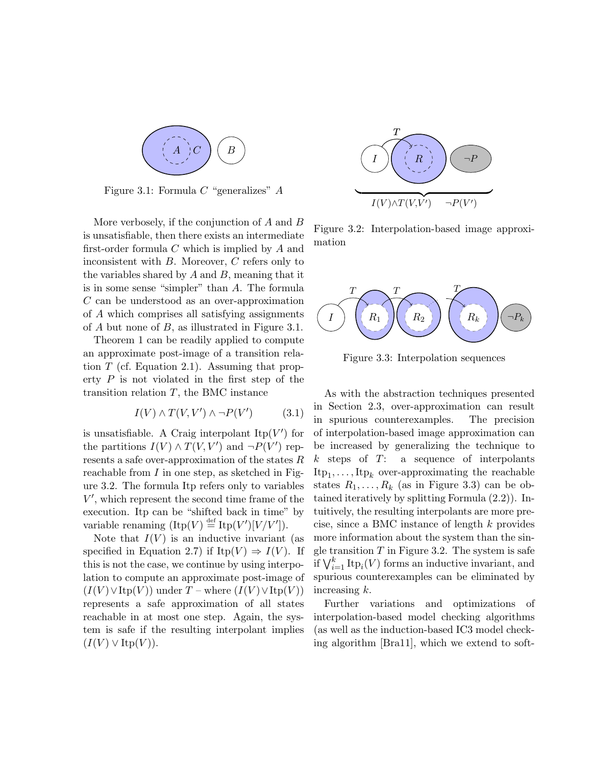Figure 3.1: Formula $C$ "generalizes" $A$

More verbosely, if the conjunction of $A$ and $B$ is unsatisfiable, then there exists an intermediate first-order formula $C$ which is implied by $A$ and inconsistent with $B$. Moreover, $C$ refers only to the variables shared by $A$ and $B$, meaning that it is in some sense "simpler" than $A$. The formula $C$ can be understood as an over-approximation of $A$ which comprises all satisfying assignments of $A$ but none of $B$, as illustrated in Figure 3.1.

Theorem 1 can be readily applied to compute an approximate post-image of a transition relation $T$ (cf. Equation 2.1). Assuming that property $P$ is not violated in the first step of the transition relation $T$, the BMC instance

$$I(V) \wedge T(V, V') \wedge \neg P(V') \tag{3.1}$$

is unsatisfiable. A Craig interpolant $\text{Itp}(V')$ for the partitions $I(V) \wedge T(V, V')$ and $\neg P(V')$ represents a safe over-approximation of the states $R$ reachable from $I$ in one step, as sketched in Figure 3.2. The formula Itp refers only to variables $V'$, which represent the second time frame of the execution. Itp can be "shifted back in time" by variable renaming ($\text{Itp}(V) \stackrel{\text{def}}{=} \text{Itp}(V')[V/V']$).

Note that $I(V)$ is an inductive invariant (as specified in Equation 2.7) if $\text{Itp}(V) \Rightarrow I(V)$. If this is not the case, we continue by using interpolation to compute an approximate post-image of $(I(V) \vee \text{Itp}(V))$ under $T$ – where $(I(V) \vee \text{Itp}(V))$ represents a safe approximation of all states reachable in at most one step. Again, the system is safe if the resulting interpolant implies $(I(V) \vee \text{Itp}(V))$.

Figure 3.2: Interpolation-based image approximation

Figure 3.3: Interpolation sequences

As with the abstraction techniques presented in Section 2.3, over-approximation can result in spurious counterexamples. The precision of interpolation-based image approximation can be increased by generalizing the technique to $k$ steps of $T$: a sequence of interpolants $\text{Itp}_1, \ldots, \text{Itp}_k$ over-approximating the reachable states $R_1, \ldots, R_k$ (as in Figure 3.3) can be obtained iteratively by splitting Formula (2.2)). Intuitively, the resulting interpolants are more precise, since a BMC instance of length $k$ provides more information about the system than the single transition $T$ in Figure 3.2. The system is safe if $\bigvee_{i=1}^{k} \text{Itp}_i(V)$ forms an inductive invariant, and spurious counterexamples can be eliminated by increasing $k$.

Further variations and optimizations of interpolation-based model checking algorithms (as well as the induction-based IC3 model checking algorithm [Bra11], which we extend to soft-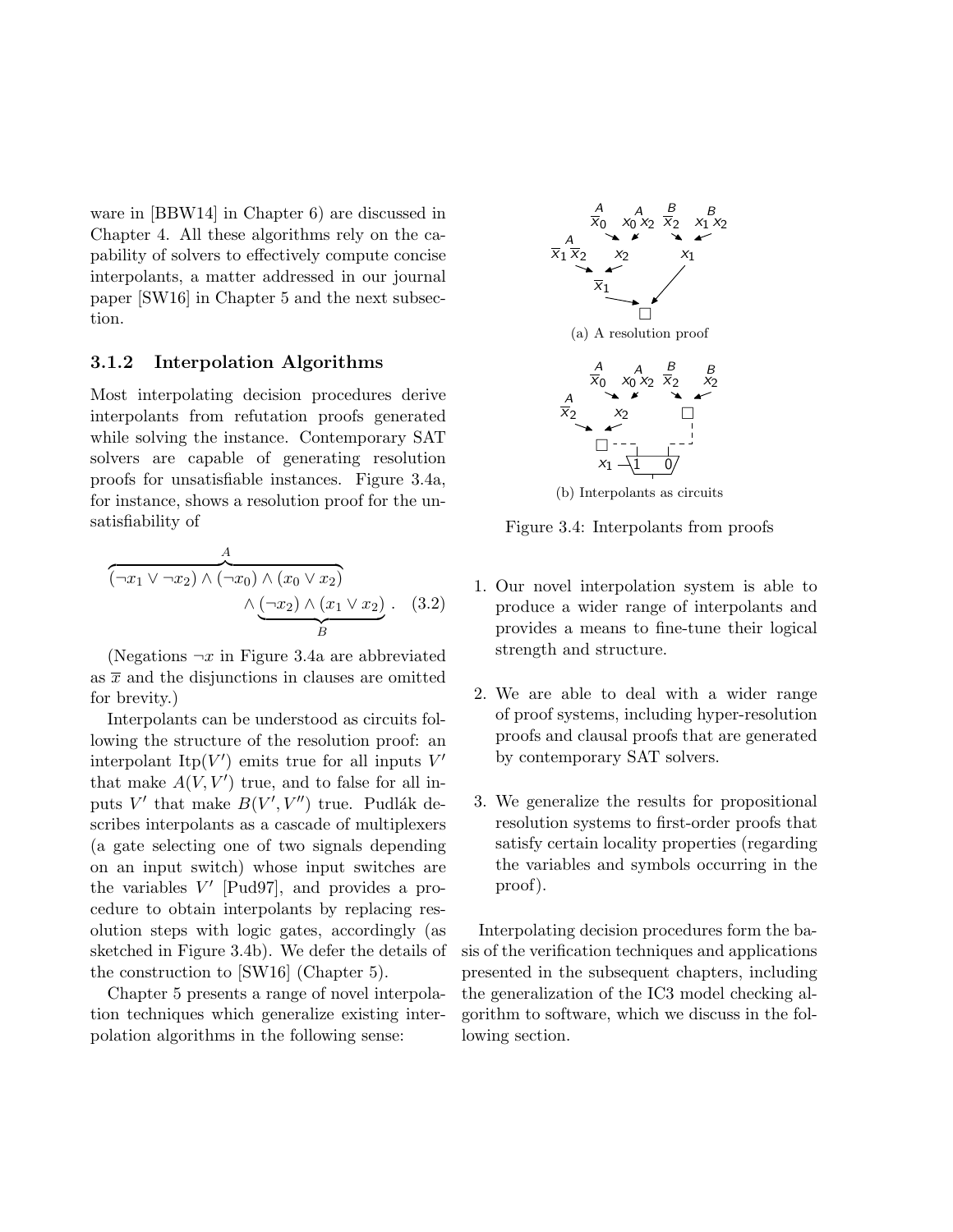ware in [BBW14] in Chapter 6) are discussed in Chapter 4. All these algorithms rely on the capability of solvers to effectively compute concise interpolants, a matter addressed in our journal paper [SW16] in Chapter 5 and the next subsection.

### 3.1.2 Interpolation Algorithms

Most interpolating decision procedures derive interpolants from refutation proofs generated while solving the instance. Contemporary SAT solvers are capable of generating resolution proofs for unsatisfiable instances. Figure 3.4a, for instance, shows a resolution proof for the unsatisfiability of

$$\overbrace{(\neg x_1 \vee \neg x_2) \wedge (\neg x_0) \wedge (x_0 \vee x_2)}^{A} \wedge \underbrace{(\neg x_2) \wedge (x_1 \vee x_2)}_{B} . \quad (3.2)$$

(Negations $\neg x$ in Figure 3.4a are abbreviated as $\overline{x}$ and the disjunctions in clauses are omitted for brevity.)

Interpolants can be understood as circuits following the structure of the resolution proof: an interpolant $\text{Itp}(V')$ emits true for all inputs $V'$ that make $A(V, V')$ true, and to false for all inputs $V'$ that make $B(V', V'')$ true. Pudlák describes interpolants as a cascade of multiplexers (a gate selecting one of two signals depending on an input switch) whose input switches are the variables $V'$ [Pud97], and provides a procedure to obtain interpolants by replacing resolution steps with logic gates, accordingly (as sketched in Figure 3.4b). We defer the details of the construction to [SW16] (Chapter 5).

Chapter 5 presents a range of novel interpolation techniques which generalize existing interpolation algorithms in the following sense:

(a) A resolution proof

(b) Interpolants as circuits

Figure 3.4: Interpolants from proofs

1. Our novel interpolation system is able to produce a wider range of interpolants and provides a means to fine-tune their logical strength and structure.

2. We are able to deal with a wider range of proof systems, including hyper-resolution proofs and clausal proofs that are generated by contemporary SAT solvers.

3. We generalize the results for propositional resolution systems to first-order proofs that satisfy certain locality properties (regarding the variables and symbols occurring in the proof).

Interpolating decision procedures form the basis of the verification techniques and applications presented in the subsequent chapters, including the generalization of the IC3 model checking algorithm to software, which we discuss in the following section.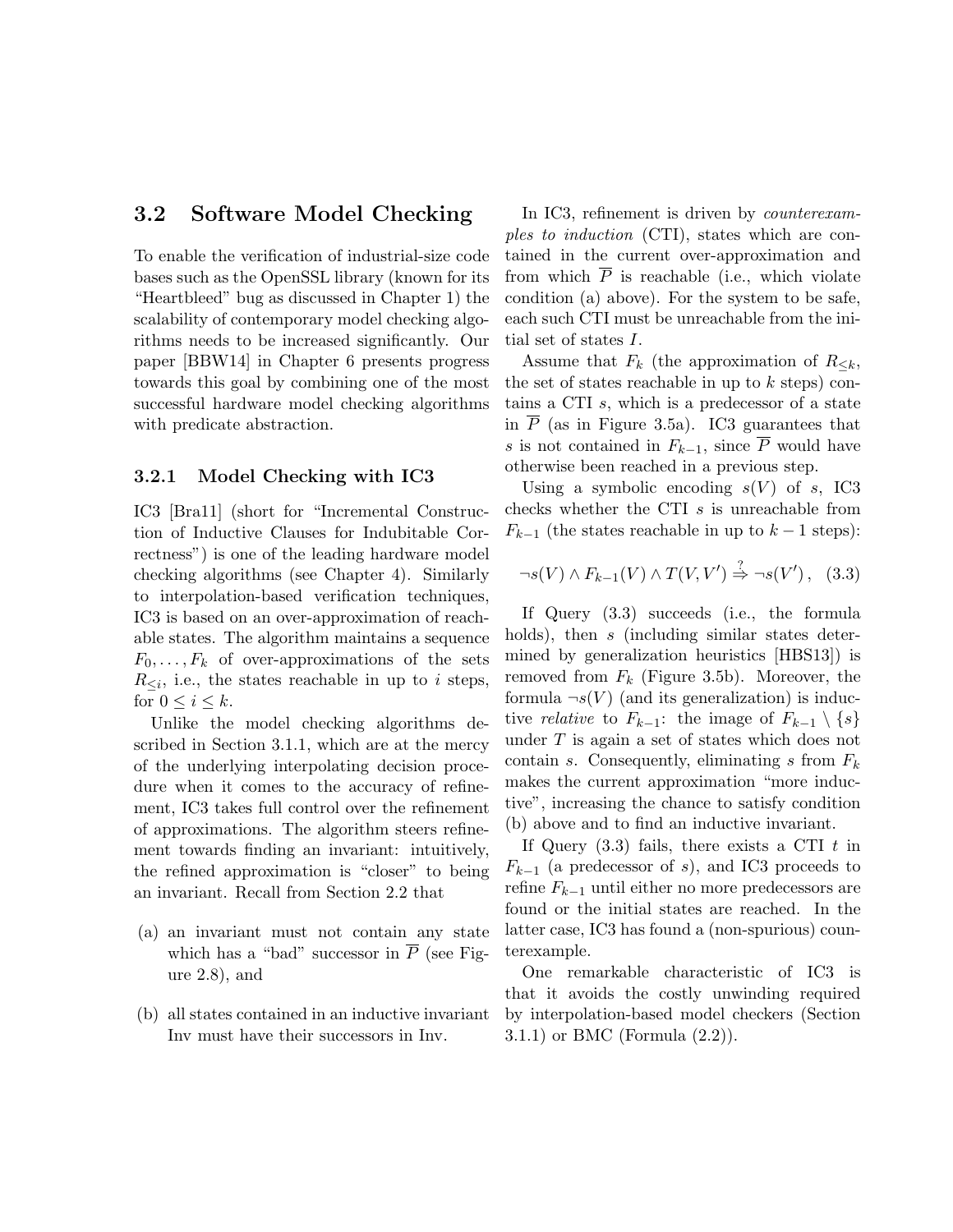## 3.2 Software Model Checking

To enable the verification of industrial-size code bases such as the OpenSSL library (known for its "Heartbleed" bug as discussed in Chapter 1) the scalability of contemporary model checking algorithms needs to be increased significantly. Our paper [BBW14] in Chapter 6 presents progress towards this goal by combining one of the most successful hardware model checking algorithms with predicate abstraction.

### 3.2.1 Model Checking with IC3

IC3 [Bra11] (short for "Incremental Construction of Inductive Clauses for Indubitable Correctness") is one of the leading hardware model checking algorithms (see Chapter 4). Similarly to interpolation-based verification techniques, IC3 is based on an over-approximation of reachable states. The algorithm maintains a sequence $F_0, \ldots, F_k$ of over-approximations of the sets $R_{\leq i}$, i.e., the states reachable in up to $i$ steps, for $0 \leq i \leq k$.

Unlike the model checking algorithms described in Section 3.1.1, which are at the mercy of the underlying interpolating decision procedure when it comes to the accuracy of refinement, IC3 takes full control over the refinement of approximations. The algorithm steers refinement towards finding an invariant: intuitively, the refined approximation is "closer" to being an invariant. Recall from Section 2.2 that

(a) an invariant must not contain any state which has a "bad" successor in $\overline{P}$ (see Figure 2.8), and

(b) all states contained in an inductive invariant Inv must have their successors in Inv.

In IC3, refinement is driven by *counterexamples to induction* (CTI), states which are contained in the current over-approximation and from which $\overline{P}$ is reachable (i.e., which violate condition (a) above). For the system to be safe, each such CTI must be unreachable from the initial set of states $I$.

Assume that $F_k$ (the approximation of $R_{\leq k}$, the set of states reachable in up to $k$ steps) contains a CTI $s$, which is a predecessor of a state in $\overline{P}$ (as in Figure 3.5a). IC3 guarantees that $s$ is not contained in $F_{k-1}$, since $\overline{P}$ would have otherwise been reached in a previous step.

Using a symbolic encoding $s(V)$ of $s$, IC3 checks whether the CTI $s$ is unreachable from $F_{k-1}$ (the states reachable in up to $k-1$ steps):

$$\neg s(V) \wedge F_{k-1}(V) \wedge T(V, V') \stackrel{?}{\Rightarrow} \neg s(V'), \quad (3.3)$$

If Query (3.3) succeeds (i.e., the formula holds), then $s$ (including similar states determined by generalization heuristics [HBS13]) is removed from $F_k$ (Figure 3.5b). Moreover, the formula $\neg s(V)$ (and its generalization) is inductive *relative* to $F_{k-1}$: the image of $F_{k-1} \setminus \{s\}$ under $T$ is again a set of states which does not contain $s$. Consequently, eliminating $s$ from $F_k$ makes the current approximation "more inductive", increasing the chance to satisfy condition (b) above and to find an inductive invariant.

If Query (3.3) fails, there exists a CTI $t$ in $F_{k-1}$ (a predecessor of $s$), and IC3 proceeds to refine $F_{k-1}$ until either no more predecessors are found or the initial states are reached. In the latter case, IC3 has found a (non-spurious) counterexample.

One remarkable characteristic of IC3 is that it avoids the costly unwinding required by interpolation-based model checkers (Section 3.1.1) or BMC (Formula (2.2)).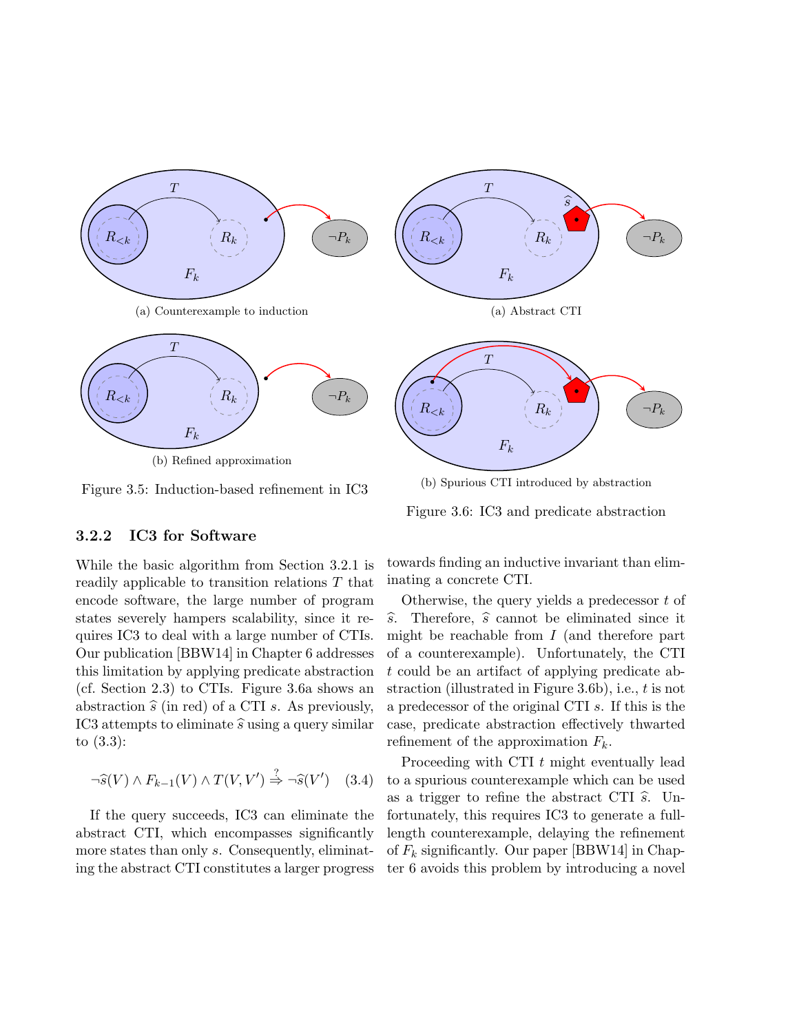(a) Counterexample to induction

(b) Refined approximation

Figure 3.5: Induction-based refinement in IC3

(a) Abstract CTI

(b) Spurious CTI introduced by abstraction

Figure 3.6: IC3 and predicate abstraction

### 3.2.2 IC3 for Software

While the basic algorithm from Section 3.2.1 is readily applicable to transition relations $T$ that encode software, the large number of program states severely hampers scalability, since it requires IC3 to deal with a large number of CTIs. Our publication [BBW14] in Chapter 6 addresses this limitation by applying predicate abstraction (cf. Section 2.3) to CTIs. Figure 3.6a shows an abstraction $\widehat{s}$ (in red) of a CTI $s$. As previously, IC3 attempts to eliminate $\widehat{s}$ using a query similar to (3.3):

$$\neg\widehat{s}(V) \wedge F_{k-1}(V) \wedge T(V, V') \stackrel{?}{\Rightarrow} \neg\widehat{s}(V') \quad (3.4)$$

If the query succeeds, IC3 can eliminate the abstract CTI, which encompasses significantly more states than only $s$. Consequently, eliminating the abstract CTI constitutes a larger progress towards finding an inductive invariant than eliminating a concrete CTI.

Otherwise, the query yields a predecessor $t$ of $\widehat{s}$. Therefore, $\widehat{s}$ cannot be eliminated since it might be reachable from $I$ (and therefore part of a counterexample). Unfortunately, the CTI $t$ could be an artifact of applying predicate abstraction (illustrated in Figure 3.6b), i.e., $t$ is not a predecessor of the original CTI $s$. If this is the case, predicate abstraction effectively thwarted refinement of the approximation $F_k$.

Proceeding with CTI $t$ might eventually lead to a spurious counterexample which can be used as a trigger to refine the abstract CTI $\widehat{s}$. Unfortunately, this requires IC3 to generate a full-length counterexample, delaying the refinement of $F_k$ significantly. Our paper [BBW14] in Chapter 6 avoids this problem by introducing a novel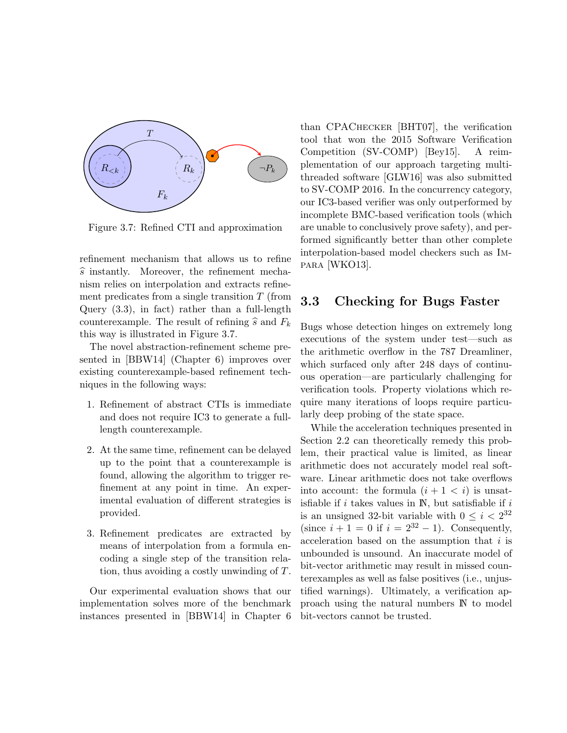Figure 3.7: Refined CTI and approximation

refinement mechanism that allows us to refine $\widehat{s}$ instantly. Moreover, the refinement mechanism relies on interpolation and extracts refinement predicates from a single transition $T$ (from Query (3.3), in fact) rather than a full-length counterexample. The result of refining $\widehat{s}$ and $F_k$ this way is illustrated in Figure 3.7.

The novel abstraction-refinement scheme presented in [BBW14] (Chapter 6) improves over existing counterexample-based refinement techniques in the following ways:

1. Refinement of abstract CTIs is immediate and does not require IC3 to generate a full-length counterexample.
2. At the same time, refinement can be delayed up to the point that a counterexample is found, allowing the algorithm to trigger refinement at any point in time. An experimental evaluation of different strategies is provided.
3. Refinement predicates are extracted by means of interpolation from a formula encoding a single step of the transition relation, thus avoiding a costly unwinding of $T$.

Our experimental evaluation shows that our implementation solves more of the benchmark instances presented in [BBW14] in Chapter 6 than CPAChecker [BHT07], the verification tool that won the 2015 Software Verification Competition (SV-COMP) [Bey15]. A reimplementation of our approach targeting multi-threaded software [GLW16] was also submitted to SV-COMP 2016. In the concurrency category, our IC3-based verifier was only outperformed by incomplete BMC-based verification tools (which are unable to conclusively prove safety), and performed significantly better than other complete interpolation-based model checkers such as Impara [WKO13].

## 3.3 Checking for Bugs Faster

Bugs whose detection hinges on extremely long executions of the system under test—such as the arithmetic overflow in the 787 Dreamliner, which surfaced only after 248 days of continuous operation—are particularly challenging for verification tools. Property violations which require many iterations of loops require particularly deep probing of the state space.

While the acceleration techniques presented in Section 2.2 can theoretically remedy this problem, their practical value is limited, as linear arithmetic does not accurately model real software. Linear arithmetic does not take overflows into account: the formula $(i + 1 < i)$ is unsatisfiable if $i$ takes values in $\mathbb{N}$, but satisfiable if $i$ is an unsigned 32-bit variable with $0 \leq i < 2^{32}$ (since $i + 1 = 0$ if $i = 2^{32} - 1$). Consequently, acceleration based on the assumption that $i$ is unbounded is unsound. An inaccurate model of bit-vector arithmetic may result in missed counterexamples as well as false positives (i.e., unjustified warnings). Ultimately, a verification approach using the natural numbers $\mathbb{N}$ to model bit-vectors cannot be trusted.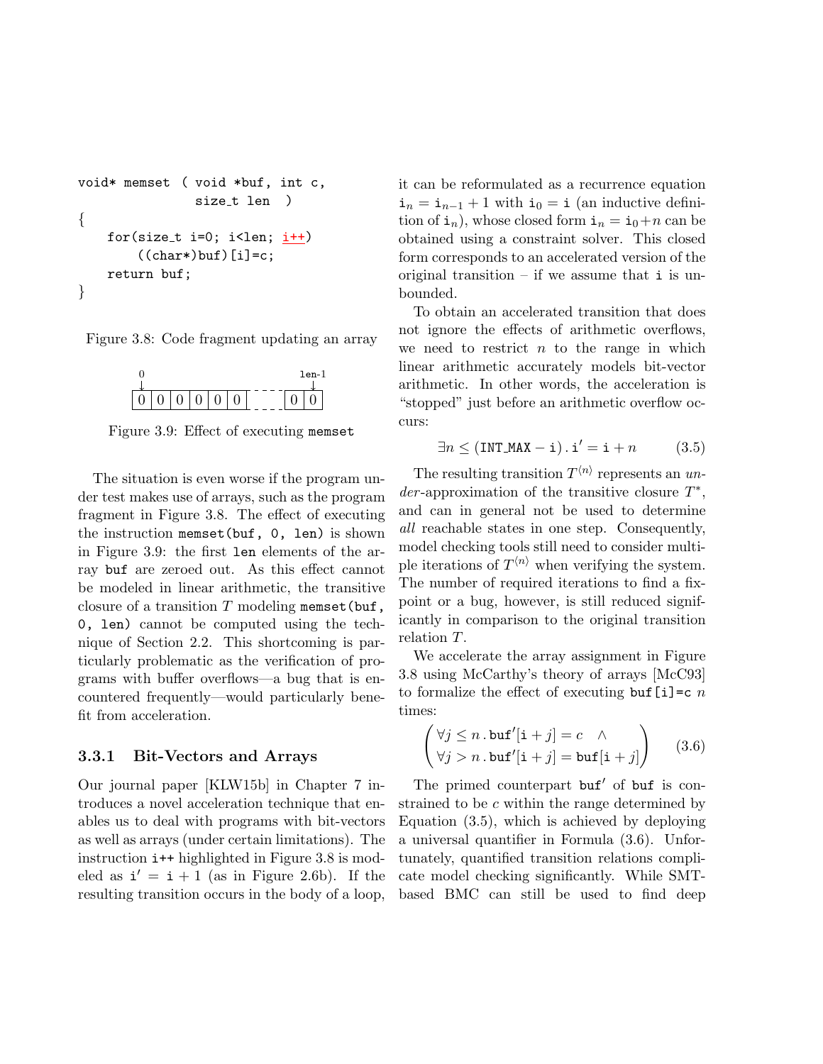```
void* memset  ( void *buf, int c,
                size_t len  )
{
    for(size_t i=0; i<len; i++)
        ((char*)buf)[i]=c;
    return buf;
}
```

Figure 3.8: Code fragment updating an array

| 0 | 0 | 0 | 0 | 0 | 0 | ... | 0 | 0 |
|---|---|---|---|---|---|---|---|---|

(index 0 at the first element, len-1 at the last element)

Figure 3.9: Effect of executing `memset`

The situation is even worse if the program under test makes use of arrays, such as the program fragment in Figure 3.8. The effect of executing the instruction `memset(buf, 0, len)` is shown in Figure 3.9: the first `len` elements of the array `buf` are zeroed out. As this effect cannot be modeled in linear arithmetic, the transitive closure of a transition $T$ modeling `memset(buf, 0, len)` cannot be computed using the technique of Section 2.2. This shortcoming is particularly problematic as the verification of programs with buffer overflows—a bug that is encountered frequently—would particularly benefit from acceleration.

### 3.3.1 Bit-Vectors and Arrays

Our journal paper [KLW15b] in Chapter 7 introduces a novel acceleration technique that enables us to deal with programs with bit-vectors as well as arrays (under certain limitations). The instruction `i++` highlighted in Figure 3.8 is modeled as $\mathtt{i}' = \mathtt{i} + 1$ (as in Figure 2.6b). If the resulting transition occurs in the body of a loop, it can be reformulated as a recurrence equation $\mathtt{i}_n = \mathtt{i}_{n-1} + 1$ with $\mathtt{i}_0 = \mathtt{i}$ (an inductive definition of $\mathtt{i}_n$), whose closed form $\mathtt{i}_n = \mathtt{i}_0 + n$ can be obtained using a constraint solver. This closed form corresponds to an accelerated version of the original transition – if we assume that `i` is unbounded.

To obtain an accelerated transition that does not ignore the effects of arithmetic overflows, we need to restrict $n$ to the range in which linear arithmetic accurately models bit-vector arithmetic. In other words, the acceleration is "stopped" just before an arithmetic overflow occurs:

$$\exists n \leq (\mathtt{INT\_MAX} - \mathtt{i}) \,.\, \mathtt{i}' = \mathtt{i} + n \tag{3.5}$$

The resulting transition $T^{\langle n \rangle}$ represents an *under*-approximation of the transitive closure $T^*$, and can in general not be used to determine *all* reachable states in one step. Consequently, model checking tools still need to consider multiple iterations of $T^{\langle n \rangle}$ when verifying the system. The number of required iterations to find a fixpoint or a bug, however, is still reduced significantly in comparison to the original transition relation $T$.

We accelerate the array assignment in Figure 3.8 using McCarthy's theory of arrays [McC93] to formalize the effect of executing `buf[i]=c` $n$ times:

$$\begin{pmatrix} \forall j \leq n \,.\, \mathtt{buf}'[\mathtt{i} + j] = c \quad \wedge \\ \forall j > n \,.\, \mathtt{buf}'[\mathtt{i} + j] = \mathtt{buf}[\mathtt{i} + j] \end{pmatrix} \tag{3.6}$$

The primed counterpart $\mathtt{buf}'$ of `buf` is constrained to be $c$ within the range determined by Equation (3.5), which is achieved by deploying a universal quantifier in Formula (3.6). Unfortunately, quantified transition relations complicate model checking significantly. While SMT-based BMC can still be used to find deep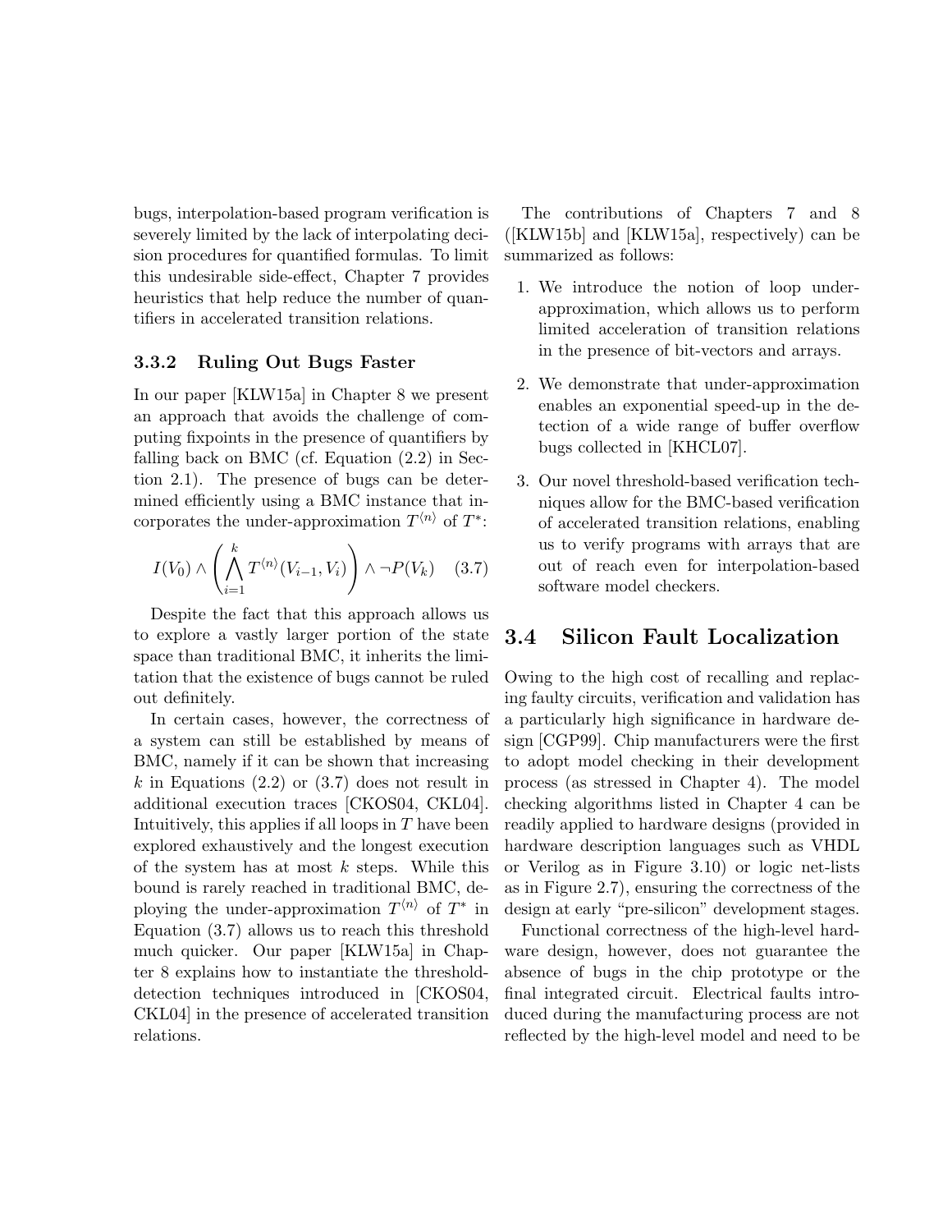bugs, interpolation-based program verification is severely limited by the lack of interpolating decision procedures for quantified formulas. To limit this undesirable side-effect, Chapter 7 provides heuristics that help reduce the number of quantifiers in accelerated transition relations.

### 3.3.2 Ruling Out Bugs Faster

In our paper [KLW15a] in Chapter 8 we present an approach that avoids the challenge of computing fixpoints in the presence of quantifiers by falling back on BMC (cf. Equation (2.2) in Section 2.1). The presence of bugs can be determined efficiently using a BMC instance that incorporates the under-approximation $T^{\langle n \rangle}$ of $T^*$:

$$I(V_0) \wedge \left( \bigwedge_{i=1}^{k} T^{\langle n \rangle}(V_{i-1}, V_i) \right) \wedge \neg P(V_k) \quad (3.7)$$

Despite the fact that this approach allows us to explore a vastly larger portion of the state space than traditional BMC, it inherits the limitation that the existence of bugs cannot be ruled out definitely.

In certain cases, however, the correctness of a system can still be established by means of BMC, namely if it can be shown that increasing $k$ in Equations (2.2) or (3.7) does not result in additional execution traces [CKOS04, CKL04]. Intuitively, this applies if all loops in $T$ have been explored exhaustively and the longest execution of the system has at most $k$ steps. While this bound is rarely reached in traditional BMC, deploying the under-approximation $T^{\langle n \rangle}$ of $T^*$ in Equation (3.7) allows us to reach this threshold much quicker. Our paper [KLW15a] in Chapter 8 explains how to instantiate the threshold-detection techniques introduced in [CKOS04, CKL04] in the presence of accelerated transition relations.

The contributions of Chapters 7 and 8 ([KLW15b] and [KLW15a], respectively) can be summarized as follows:

1. We introduce the notion of loop under-approximation, which allows us to perform limited acceleration of transition relations in the presence of bit-vectors and arrays.
2. We demonstrate that under-approximation enables an exponential speed-up in the detection of a wide range of buffer overflow bugs collected in [KHCL07].
3. Our novel threshold-based verification techniques allow for the BMC-based verification of accelerated transition relations, enabling us to verify programs with arrays that are out of reach even for interpolation-based software model checkers.

## 3.4 Silicon Fault Localization

Owing to the high cost of recalling and replacing faulty circuits, verification and validation has a particularly high significance in hardware design [CGP99]. Chip manufacturers were the first to adopt model checking in their development process (as stressed in Chapter 4). The model checking algorithms listed in Chapter 4 can be readily applied to hardware designs (provided in hardware description languages such as VHDL or Verilog as in Figure 3.10) or logic net-lists as in Figure 2.7), ensuring the correctness of the design at early "pre-silicon" development stages.

Functional correctness of the high-level hardware design, however, does not guarantee the absence of bugs in the chip prototype or the final integrated circuit. Electrical faults introduced during the manufacturing process are not reflected by the high-level model and need to be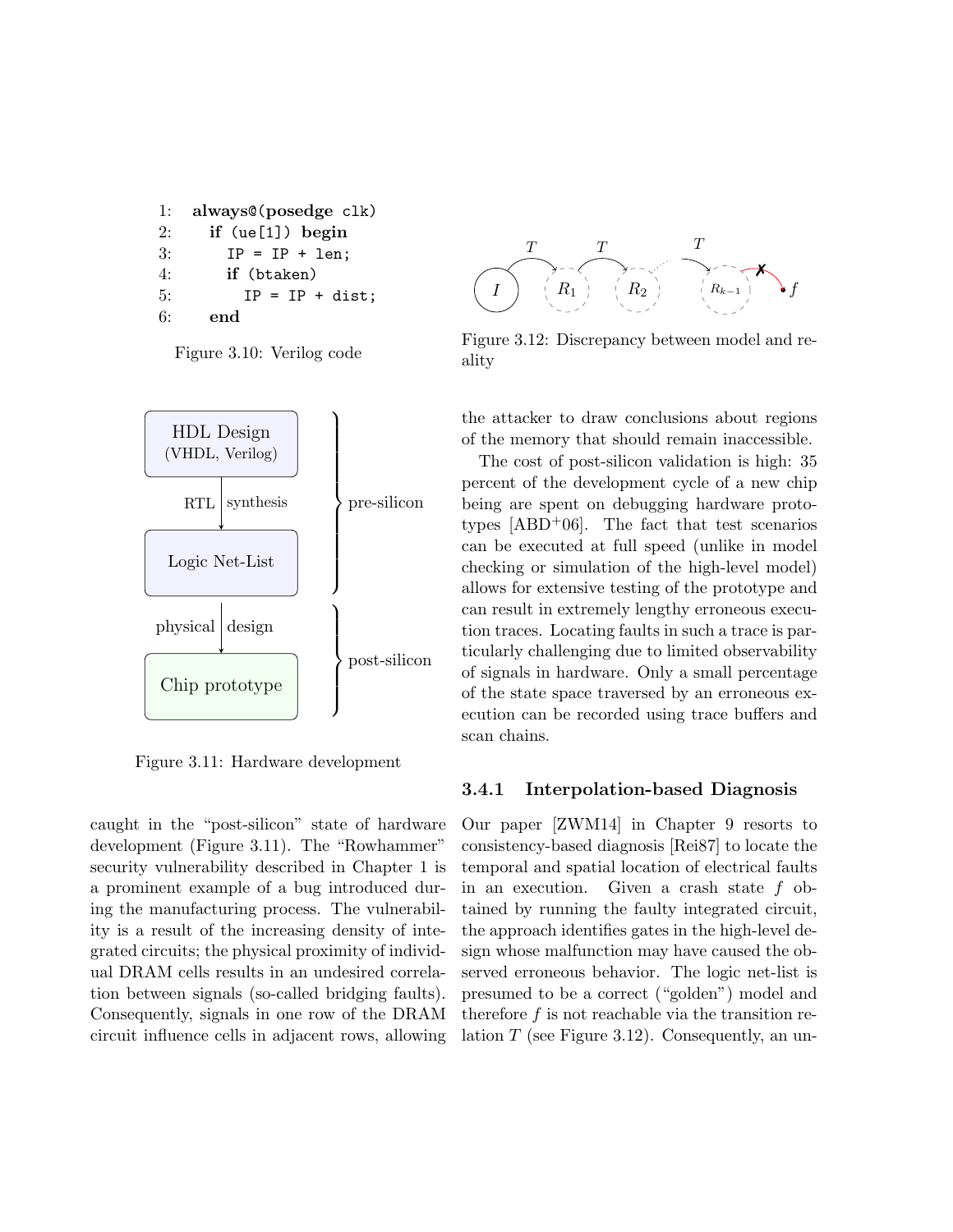```
1:  always@(posedge clk)
2:    if (ue[1]) begin
3:      IP = IP + len;
4:      if (btaken)
5:        IP = IP + dist;
6:    end
```

Figure 3.10: Verilog code

Figure 3.12: Discrepancy between model and reality

Figure 3.11: Hardware development

caught in the "post-silicon" state of hardware development (Figure 3.11). The "Rowhammer" security vulnerability described in Chapter 1 is a prominent example of a bug introduced during the manufacturing process. The vulnerability is a result of the increasing density of integrated circuits; the physical proximity of individual DRAM cells results in an undesired correlation between signals (so-called bridging faults). Consequently, signals in one row of the DRAM circuit influence cells in adjacent rows, allowing the attacker to draw conclusions about regions of the memory that should remain inaccessible.

The cost of post-silicon validation is high: 35 percent of the development cycle of a new chip being are spent on debugging hardware prototypes [ABD+06]. The fact that test scenarios can be executed at full speed (unlike in model checking or simulation of the high-level model) allows for extensive testing of the prototype and can result in extremely lengthy erroneous execution traces. Locating faults in such a trace is particularly challenging due to limited observability of signals in hardware. Only a small percentage of the state space traversed by an erroneous execution can be recorded using trace buffers and scan chains.

### 3.4.1 Interpolation-based Diagnosis

Our paper [ZWM14] in Chapter 9 resorts to consistency-based diagnosis [Rei87] to locate the temporal and spatial location of electrical faults in an execution. Given a crash state $f$ obtained by running the faulty integrated circuit, the approach identifies gates in the high-level design whose malfunction may have caused the observed erroneous behavior. The logic net-list is presumed to be a correct ("golden") model and therefore $f$ is not reachable via the transition relation $T$ (see Figure 3.12). Consequently, an un-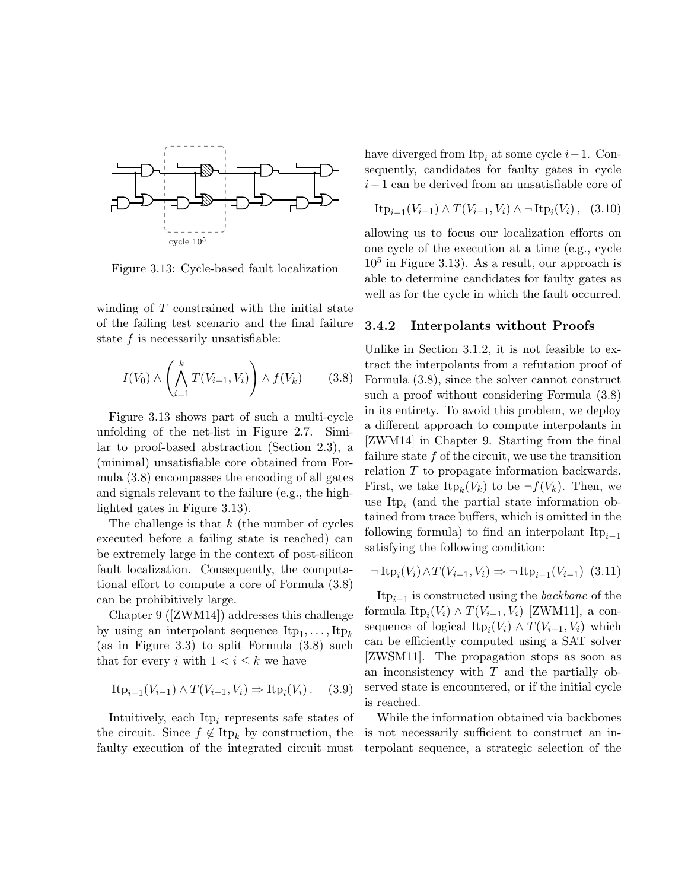cycle $10^5$

Figure 3.13: Cycle-based fault localization

winding of $T$ constrained with the initial state of the failing test scenario and the final failure state $f$ is necessarily unsatisfiable:

$$I(V_0) \wedge \left( \bigwedge_{i=1}^{k} T(V_{i-1}, V_i) \right) \wedge f(V_k) \qquad (3.8)$$

Figure 3.13 shows part of such a multi-cycle unfolding of the net-list in Figure 2.7. Similar to proof-based abstraction (Section 2.3), a (minimal) unsatisfiable core obtained from Formula (3.8) encompasses the encoding of all gates and signals relevant to the failure (e.g., the highlighted gates in Figure 3.13).

The challenge is that $k$ (the number of cycles executed before a failing state is reached) can be extremely large in the context of post-silicon fault localization. Consequently, the computational effort to compute a core of Formula (3.8) can be prohibitively large.

Chapter 9 ([ZWM14]) addresses this challenge by using an interpolant sequence $\mathrm{Itp}_1, \ldots, \mathrm{Itp}_k$ (as in Figure 3.3) to split Formula (3.8) such that for every $i$ with $1 < i \leq k$ we have

$$\mathrm{Itp}_{i-1}(V_{i-1}) \wedge T(V_{i-1}, V_i) \Rightarrow \mathrm{Itp}_i(V_i)\,. \qquad (3.9)$$

Intuitively, each $\mathrm{Itp}_i$ represents safe states of the circuit. Since $f \notin \mathrm{Itp}_k$ by construction, the faulty execution of the integrated circuit must have diverged from $\mathrm{Itp}_i$ at some cycle $i-1$. Consequently, candidates for faulty gates in cycle $i-1$ can be derived from an unsatisfiable core of

$$\mathrm{Itp}_{i-1}(V_{i-1}) \wedge T(V_{i-1}, V_i) \wedge \neg\,\mathrm{Itp}_i(V_i)\,, \quad (3.10)$$

allowing us to focus our localization efforts on one cycle of the execution at a time (e.g., cycle $10^5$ in Figure 3.13). As a result, our approach is able to determine candidates for faulty gates as well as for the cycle in which the fault occurred.

### 3.4.2 Interpolants without Proofs

Unlike in Section 3.1.2, it is not feasible to extract the interpolants from a refutation proof of Formula (3.8), since the solver cannot construct such a proof without considering Formula (3.8) in its entirety. To avoid this problem, we deploy a different approach to compute interpolants in [ZWM14] in Chapter 9. Starting from the final failure state $f$ of the circuit, we use the transition relation $T$ to propagate information backwards. First, we take $\mathrm{Itp}_k(V_k)$ to be $\neg f(V_k)$. Then, we use $\mathrm{Itp}_i$ (and the partial state information obtained from trace buffers, which is omitted in the following formula) to find an interpolant $\mathrm{Itp}_{i-1}$ satisfying the following condition:

$$\neg\,\mathrm{Itp}_i(V_i) \wedge T(V_{i-1}, V_i) \Rightarrow \neg\,\mathrm{Itp}_{i-1}(V_{i-1}) \quad (3.11)$$

$\mathrm{Itp}_{i-1}$ is constructed using the *backbone* of the formula $\mathrm{Itp}_i(V_i) \wedge T(V_{i-1}, V_i)$ [ZWM11], a consequence of logical $\mathrm{Itp}_i(V_i) \wedge T(V_{i-1}, V_i)$ which can be efficiently computed using a SAT solver [ZWSM11]. The propagation stops as soon as an inconsistency with $T$ and the partially observed state is encountered, or if the initial cycle is reached.

While the information obtained via backbones is not necessarily sufficient to construct an interpolant sequence, a strategic selection of the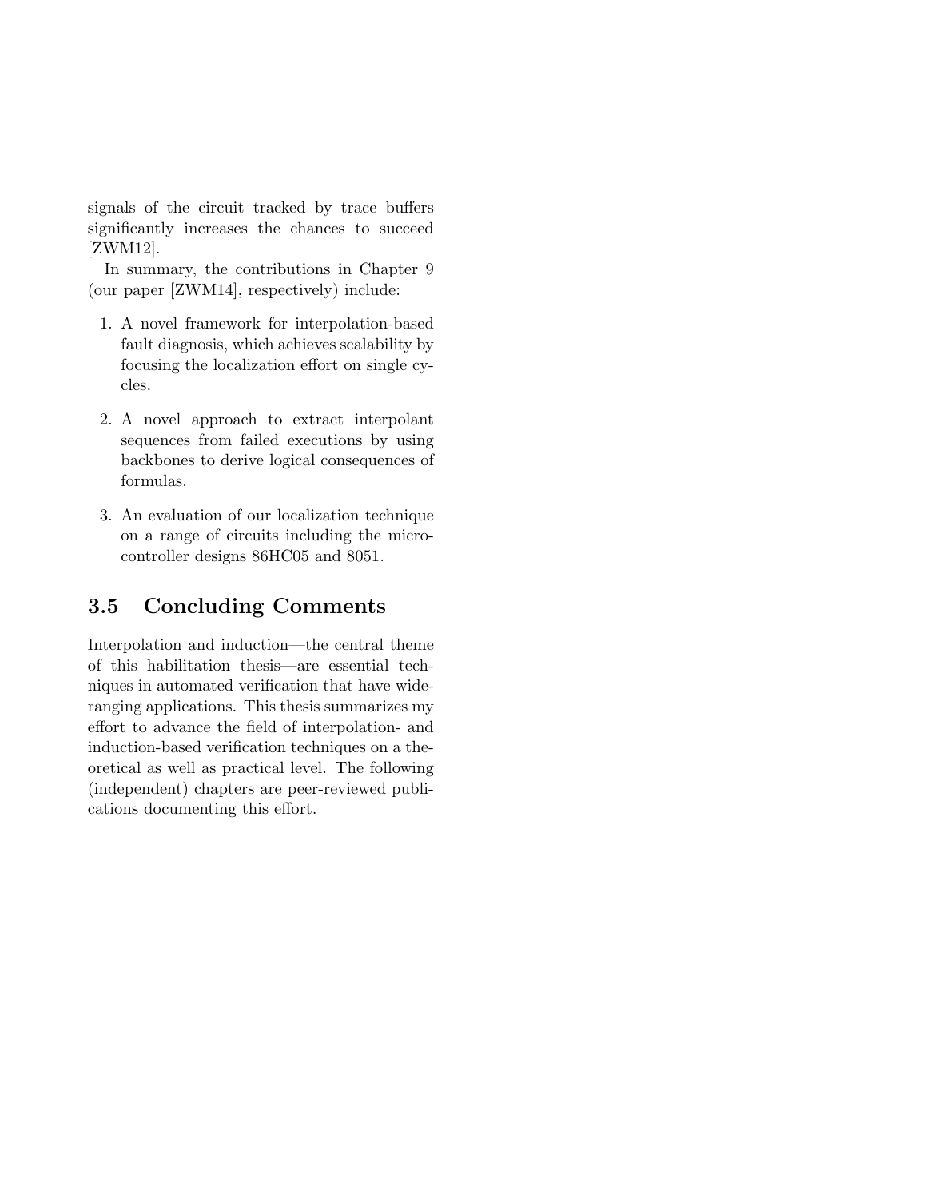signals of the circuit tracked by trace buffers significantly increases the chances to succeed [ZWM12].

In summary, the contributions in Chapter 9 (our paper [ZWM14], respectively) include:

1. A novel framework for interpolation-based fault diagnosis, which achieves scalability by focusing the localization effort on single cycles.
2. A novel approach to extract interpolant sequences from failed executions by using backbones to derive logical consequences of formulas.
3. An evaluation of our localization technique on a range of circuits including the microcontroller designs 86HC05 and 8051.

## 3.5 Concluding Comments

Interpolation and induction—the central theme of this habilitation thesis—are essential techniques in automated verification that have wide-ranging applications. This thesis summarizes my effort to advance the field of interpolation- and induction-based verification techniques on a theoretical as well as practical level. The following (independent) chapters are peer-reviewed publications documenting this effort.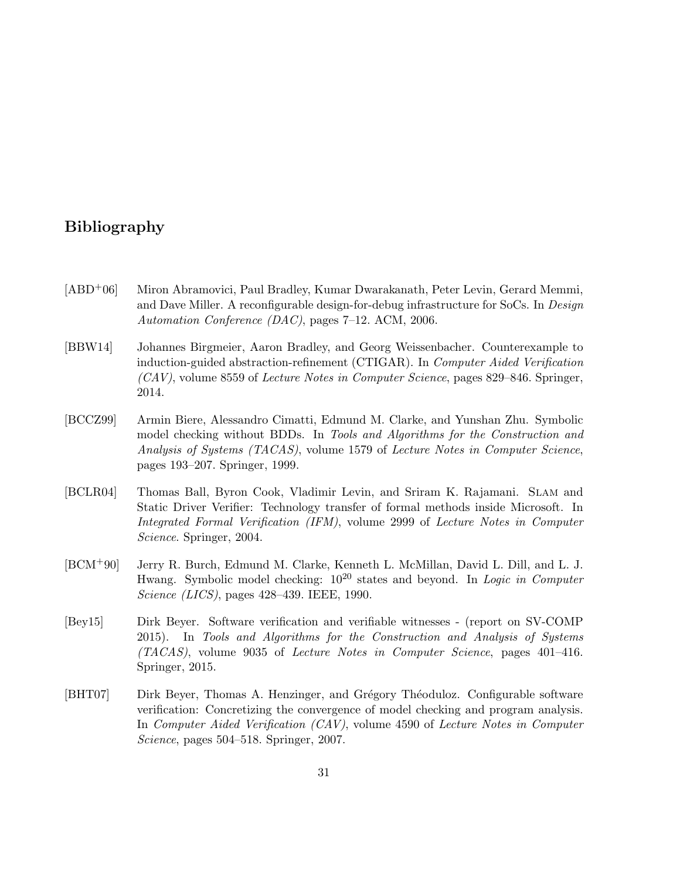# Bibliography

[ABD+06] Miron Abramovici, Paul Bradley, Kumar Dwarakanath, Peter Levin, Gerard Memmi, and Dave Miller. A reconfigurable design-for-debug infrastructure for SoCs. In *Design Automation Conference (DAC)*, pages 7–12. ACM, 2006.

[BBW14] Johannes Birgmeier, Aaron Bradley, and Georg Weissenbacher. Counterexample to induction-guided abstraction-refinement (CTIGAR). In *Computer Aided Verification (CAV)*, volume 8559 of *Lecture Notes in Computer Science*, pages 829–846. Springer, 2014.

[BCCZ99] Armin Biere, Alessandro Cimatti, Edmund M. Clarke, and Yunshan Zhu. Symbolic model checking without BDDs. In *Tools and Algorithms for the Construction and Analysis of Systems (TACAS)*, volume 1579 of *Lecture Notes in Computer Science*, pages 193–207. Springer, 1999.

[BCLR04] Thomas Ball, Byron Cook, Vladimir Levin, and Sriram K. Rajamani. Slam and Static Driver Verifier: Technology transfer of formal methods inside Microsoft. In *Integrated Formal Verification (IFM)*, volume 2999 of *Lecture Notes in Computer Science*. Springer, 2004.

[BCM+90] Jerry R. Burch, Edmund M. Clarke, Kenneth L. McMillan, David L. Dill, and L. J. Hwang. Symbolic model checking: $10^{20}$ states and beyond. In *Logic in Computer Science (LICS)*, pages 428–439. IEEE, 1990.

[Bey15] Dirk Beyer. Software verification and verifiable witnesses - (report on SV-COMP 2015). In *Tools and Algorithms for the Construction and Analysis of Systems (TACAS)*, volume 9035 of *Lecture Notes in Computer Science*, pages 401–416. Springer, 2015.

[BHT07] Dirk Beyer, Thomas A. Henzinger, and Grégory Théoduloz. Configurable software verification: Concretizing the convergence of model checking and program analysis. In *Computer Aided Verification (CAV)*, volume 4590 of *Lecture Notes in Computer Science*, pages 504–518. Springer, 2007.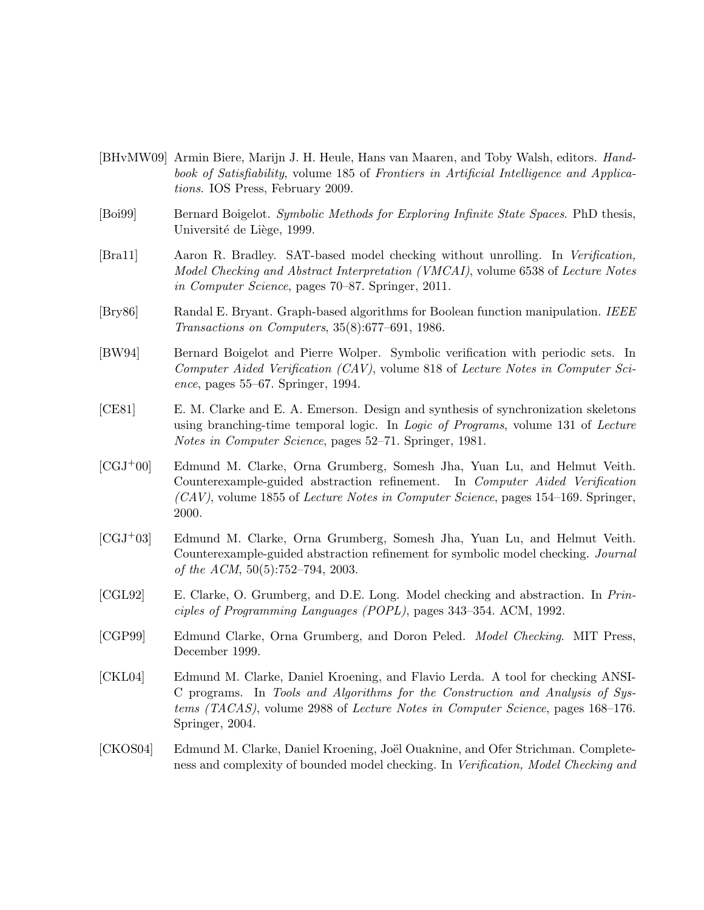[BHvMW09] Armin Biere, Marijn J. H. Heule, Hans van Maaren, and Toby Walsh, editors. *Handbook of Satisfiability*, volume 185 of *Frontiers in Artificial Intelligence and Applications*. IOS Press, February 2009.

[Boi99] Bernard Boigelot. *Symbolic Methods for Exploring Infinite State Spaces*. PhD thesis, Université de Liège, 1999.

[Bra11] Aaron R. Bradley. SAT-based model checking without unrolling. In *Verification, Model Checking and Abstract Interpretation (VMCAI)*, volume 6538 of *Lecture Notes in Computer Science*, pages 70–87. Springer, 2011.

[Bry86] Randal E. Bryant. Graph-based algorithms for Boolean function manipulation. *IEEE Transactions on Computers*, 35(8):677–691, 1986.

[BW94] Bernard Boigelot and Pierre Wolper. Symbolic verification with periodic sets. In *Computer Aided Verification (CAV)*, volume 818 of *Lecture Notes in Computer Science*, pages 55–67. Springer, 1994.

[CE81] E. M. Clarke and E. A. Emerson. Design and synthesis of synchronization skeletons using branching-time temporal logic. In *Logic of Programs*, volume 131 of *Lecture Notes in Computer Science*, pages 52–71. Springer, 1981.

[CGJ+00] Edmund M. Clarke, Orna Grumberg, Somesh Jha, Yuan Lu, and Helmut Veith. Counterexample-guided abstraction refinement. In *Computer Aided Verification (CAV)*, volume 1855 of *Lecture Notes in Computer Science*, pages 154–169. Springer, 2000.

[CGJ+03] Edmund M. Clarke, Orna Grumberg, Somesh Jha, Yuan Lu, and Helmut Veith. Counterexample-guided abstraction refinement for symbolic model checking. *Journal of the ACM*, 50(5):752–794, 2003.

[CGL92] E. Clarke, O. Grumberg, and D.E. Long. Model checking and abstraction. In *Principles of Programming Languages (POPL)*, pages 343–354. ACM, 1992.

[CGP99] Edmund Clarke, Orna Grumberg, and Doron Peled. *Model Checking*. MIT Press, December 1999.

[CKL04] Edmund M. Clarke, Daniel Kroening, and Flavio Lerda. A tool for checking ANSI-C programs. In *Tools and Algorithms for the Construction and Analysis of Systems (TACAS)*, volume 2988 of *Lecture Notes in Computer Science*, pages 168–176. Springer, 2004.

[CKOS04] Edmund M. Clarke, Daniel Kroening, Joël Ouaknine, and Ofer Strichman. Completeness and complexity of bounded model checking. In *Verification, Model Checking and*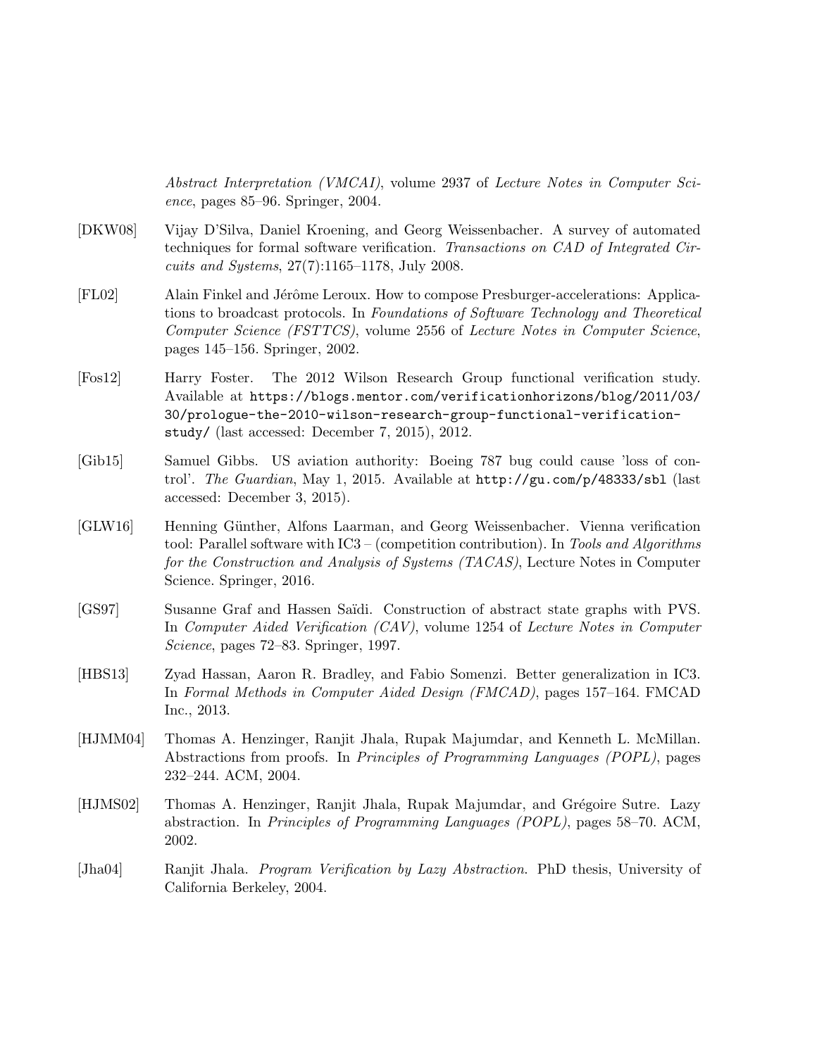*Abstract Interpretation (VMCAI)*, volume 2937 of *Lecture Notes in Computer Science*, pages 85–96. Springer, 2004.

[DKW08] Vijay D'Silva, Daniel Kroening, and Georg Weissenbacher. A survey of automated techniques for formal software verification. *Transactions on CAD of Integrated Circuits and Systems*, 27(7):1165–1178, July 2008.

[FL02] Alain Finkel and Jérôme Leroux. How to compose Presburger-accelerations: Applications to broadcast protocols. In *Foundations of Software Technology and Theoretical Computer Science (FSTTCS)*, volume 2556 of *Lecture Notes in Computer Science*, pages 145–156. Springer, 2002.

[Fos12] Harry Foster. The 2012 Wilson Research Group functional verification study. Available at `https://blogs.mentor.com/verificationhorizons/blog/2011/03/30/prologue-the-2010-wilson-research-group-functional-verification-study/` (last accessed: December 7, 2015), 2012.

[Gib15] Samuel Gibbs. US aviation authority: Boeing 787 bug could cause 'loss of control'. *The Guardian*, May 1, 2015. Available at `http://gu.com/p/48333/sbl` (last accessed: December 3, 2015).

[GLW16] Henning Günther, Alfons Laarman, and Georg Weissenbacher. Vienna verification tool: Parallel software with IC3 – (competition contribution). In *Tools and Algorithms for the Construction and Analysis of Systems (TACAS)*, Lecture Notes in Computer Science. Springer, 2016.

[GS97] Susanne Graf and Hassen Saïdi. Construction of abstract state graphs with PVS. In *Computer Aided Verification (CAV)*, volume 1254 of *Lecture Notes in Computer Science*, pages 72–83. Springer, 1997.

[HBS13] Zyad Hassan, Aaron R. Bradley, and Fabio Somenzi. Better generalization in IC3. In *Formal Methods in Computer Aided Design (FMCAD)*, pages 157–164. FMCAD Inc., 2013.

[HJMM04] Thomas A. Henzinger, Ranjit Jhala, Rupak Majumdar, and Kenneth L. McMillan. Abstractions from proofs. In *Principles of Programming Languages (POPL)*, pages 232–244. ACM, 2004.

[HJMS02] Thomas A. Henzinger, Ranjit Jhala, Rupak Majumdar, and Grégoire Sutre. Lazy abstraction. In *Principles of Programming Languages (POPL)*, pages 58–70. ACM, 2002.

[Jha04] Ranjit Jhala. *Program Verification by Lazy Abstraction*. PhD thesis, University of California Berkeley, 2004.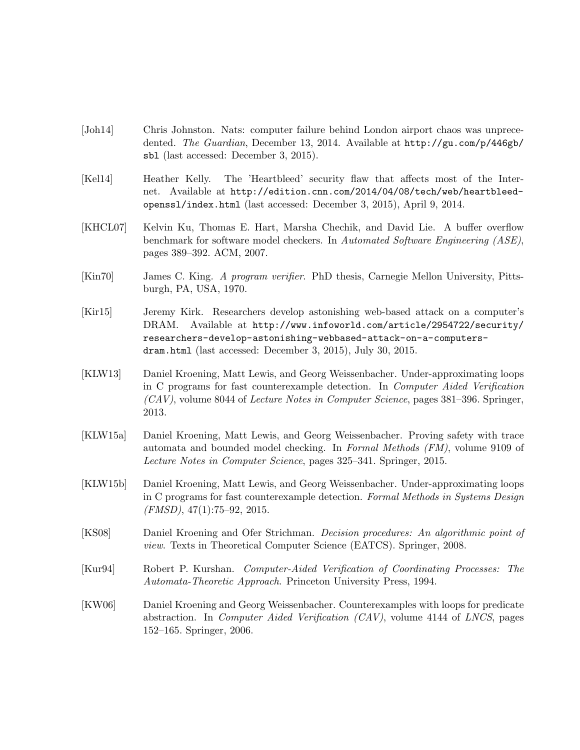[Joh14] Chris Johnston. Nats: computer failure behind London airport chaos was unprecedented. *The Guardian*, December 13, 2014. Available at `http://gu.com/p/446gb/sbl` (last accessed: December 3, 2015).

[Kel14] Heather Kelly. The 'Heartbleed' security flaw that affects most of the Internet. Available at `http://edition.cnn.com/2014/04/08/tech/web/heartbleed-openssl/index.html` (last accessed: December 3, 2015), April 9, 2014.

[KHCL07] Kelvin Ku, Thomas E. Hart, Marsha Chechik, and David Lie. A buffer overflow benchmark for software model checkers. In *Automated Software Engineering (ASE)*, pages 389–392. ACM, 2007.

[Kin70] James C. King. *A program verifier*. PhD thesis, Carnegie Mellon University, Pittsburgh, PA, USA, 1970.

[Kir15] Jeremy Kirk. Researchers develop astonishing web-based attack on a computer's DRAM. Available at `http://www.infoworld.com/article/2954722/security/researchers-develop-astonishing-webbased-attack-on-a-computers-dram.html` (last accessed: December 3, 2015), July 30, 2015.

[KLW13] Daniel Kroening, Matt Lewis, and Georg Weissenbacher. Under-approximating loops in C programs for fast counterexample detection. In *Computer Aided Verification (CAV)*, volume 8044 of *Lecture Notes in Computer Science*, pages 381–396. Springer, 2013.

[KLW15a] Daniel Kroening, Matt Lewis, and Georg Weissenbacher. Proving safety with trace automata and bounded model checking. In *Formal Methods (FM)*, volume 9109 of *Lecture Notes in Computer Science*, pages 325–341. Springer, 2015.

[KLW15b] Daniel Kroening, Matt Lewis, and Georg Weissenbacher. Under-approximating loops in C programs for fast counterexample detection. *Formal Methods in Systems Design (FMSD)*, 47(1):75–92, 2015.

[KS08] Daniel Kroening and Ofer Strichman. *Decision procedures: An algorithmic point of view*. Texts in Theoretical Computer Science (EATCS). Springer, 2008.

[Kur94] Robert P. Kurshan. *Computer-Aided Verification of Coordinating Processes: The Automata-Theoretic Approach*. Princeton University Press, 1994.

[KW06] Daniel Kroening and Georg Weissenbacher. Counterexamples with loops for predicate abstraction. In *Computer Aided Verification (CAV)*, volume 4144 of *LNCS*, pages 152–165. Springer, 2006.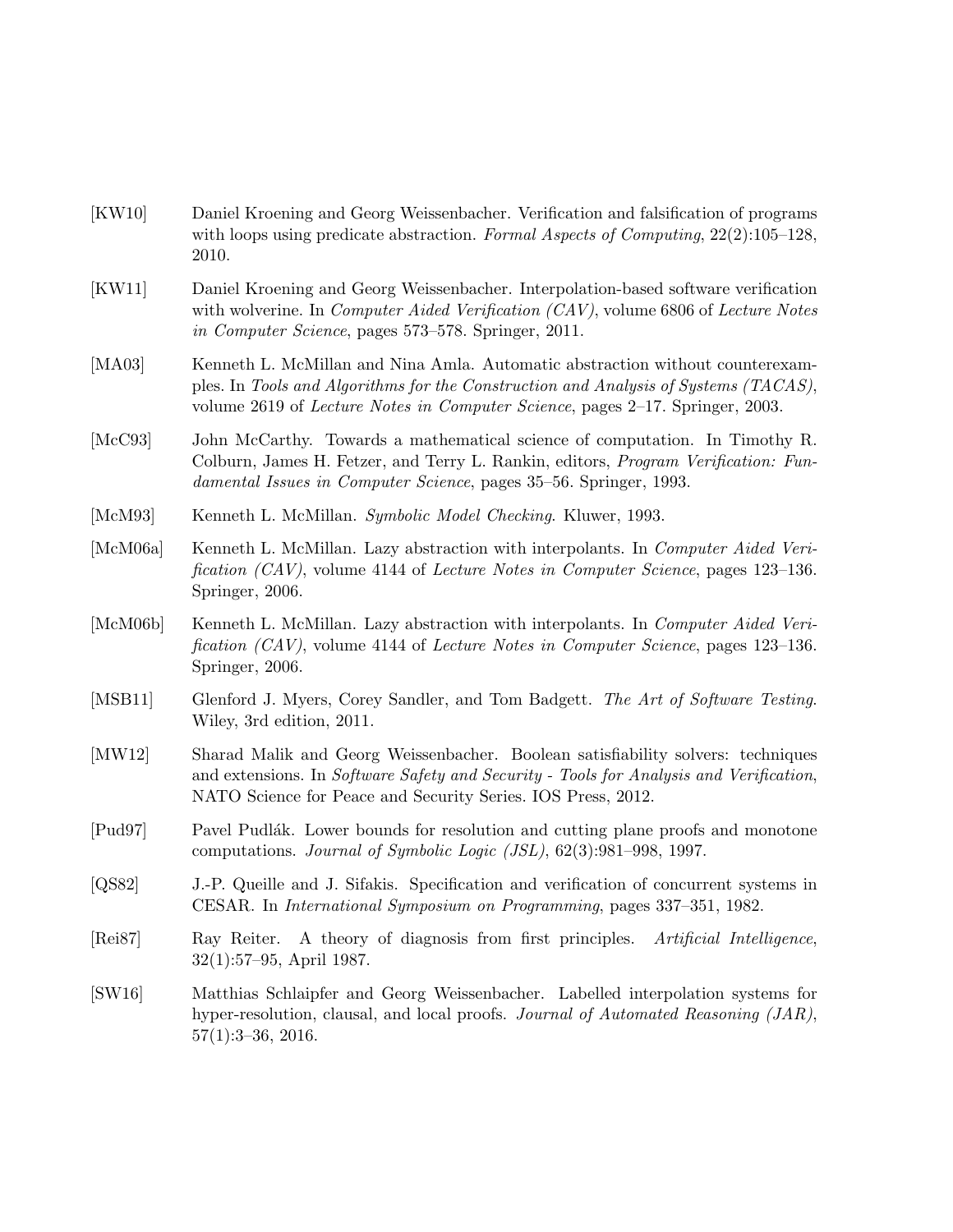[KW10] Daniel Kroening and Georg Weissenbacher. Verification and falsification of programs with loops using predicate abstraction. *Formal Aspects of Computing*, 22(2):105–128, 2010.

[KW11] Daniel Kroening and Georg Weissenbacher. Interpolation-based software verification with wolverine. In *Computer Aided Verification (CAV)*, volume 6806 of *Lecture Notes in Computer Science*, pages 573–578. Springer, 2011.

[MA03] Kenneth L. McMillan and Nina Amla. Automatic abstraction without counterexamples. In *Tools and Algorithms for the Construction and Analysis of Systems (TACAS)*, volume 2619 of *Lecture Notes in Computer Science*, pages 2–17. Springer, 2003.

[McC93] John McCarthy. Towards a mathematical science of computation. In Timothy R. Colburn, James H. Fetzer, and Terry L. Rankin, editors, *Program Verification: Fundamental Issues in Computer Science*, pages 35–56. Springer, 1993.

[McM93] Kenneth L. McMillan. *Symbolic Model Checking*. Kluwer, 1993.

[McM06a] Kenneth L. McMillan. Lazy abstraction with interpolants. In *Computer Aided Verification (CAV)*, volume 4144 of *Lecture Notes in Computer Science*, pages 123–136. Springer, 2006.

[McM06b] Kenneth L. McMillan. Lazy abstraction with interpolants. In *Computer Aided Verification (CAV)*, volume 4144 of *Lecture Notes in Computer Science*, pages 123–136. Springer, 2006.

[MSB11] Glenford J. Myers, Corey Sandler, and Tom Badgett. *The Art of Software Testing*. Wiley, 3rd edition, 2011.

[MW12] Sharad Malik and Georg Weissenbacher. Boolean satisfiability solvers: techniques and extensions. In *Software Safety and Security - Tools for Analysis and Verification*, NATO Science for Peace and Security Series. IOS Press, 2012.

[Pud97] Pavel Pudlák. Lower bounds for resolution and cutting plane proofs and monotone computations. *Journal of Symbolic Logic (JSL)*, 62(3):981–998, 1997.

[QS82] J.-P. Queille and J. Sifakis. Specification and verification of concurrent systems in CESAR. In *International Symposium on Programming*, pages 337–351, 1982.

[Rei87] Ray Reiter. A theory of diagnosis from first principles. *Artificial Intelligence*, 32(1):57–95, April 1987.

[SW16] Matthias Schlaipfer and Georg Weissenbacher. Labelled interpolation systems for hyper-resolution, clausal, and local proofs. *Journal of Automated Reasoning (JAR)*, 57(1):3–36, 2016.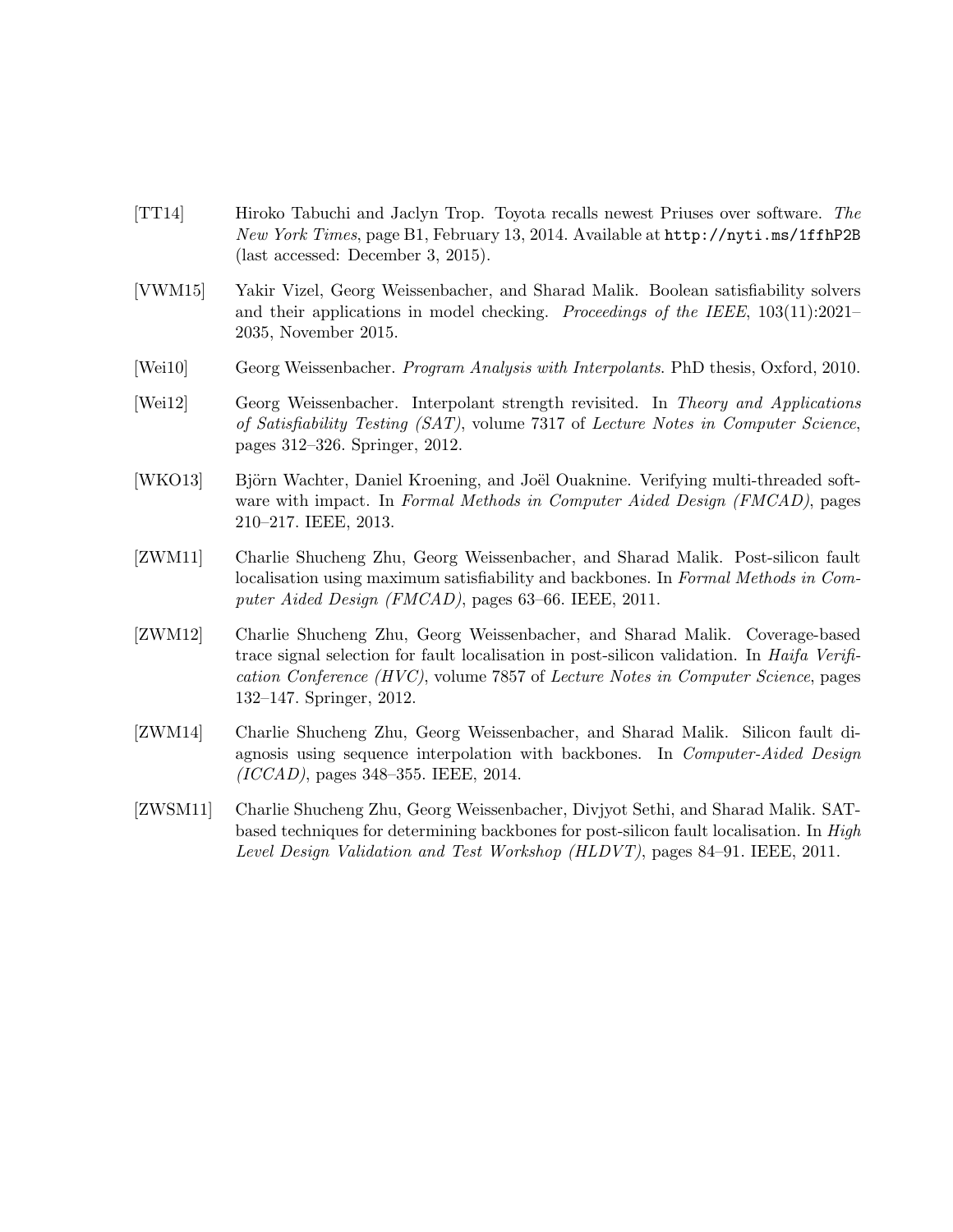[TT14] Hiroko Tabuchi and Jaclyn Trop. Toyota recalls newest Priuses over software. *The New York Times*, page B1, February 13, 2014. Available at `http://nyti.ms/1ffhP2B` (last accessed: December 3, 2015).

[VWM15] Yakir Vizel, Georg Weissenbacher, and Sharad Malik. Boolean satisfiability solvers and their applications in model checking. *Proceedings of the IEEE*, 103(11):2021–2035, November 2015.

[Wei10] Georg Weissenbacher. *Program Analysis with Interpolants*. PhD thesis, Oxford, 2010.

[Wei12] Georg Weissenbacher. Interpolant strength revisited. In *Theory and Applications of Satisfiability Testing (SAT)*, volume 7317 of *Lecture Notes in Computer Science*, pages 312–326. Springer, 2012.

[WKO13] Björn Wachter, Daniel Kroening, and Joël Ouaknine. Verifying multi-threaded software with impact. In *Formal Methods in Computer Aided Design (FMCAD)*, pages 210–217. IEEE, 2013.

[ZWM11] Charlie Shucheng Zhu, Georg Weissenbacher, and Sharad Malik. Post-silicon fault localisation using maximum satisfiability and backbones. In *Formal Methods in Computer Aided Design (FMCAD)*, pages 63–66. IEEE, 2011.

[ZWM12] Charlie Shucheng Zhu, Georg Weissenbacher, and Sharad Malik. Coverage-based trace signal selection for fault localisation in post-silicon validation. In *Haifa Verification Conference (HVC)*, volume 7857 of *Lecture Notes in Computer Science*, pages 132–147. Springer, 2012.

[ZWM14] Charlie Shucheng Zhu, Georg Weissenbacher, and Sharad Malik. Silicon fault diagnosis using sequence interpolation with backbones. In *Computer-Aided Design (ICCAD)*, pages 348–355. IEEE, 2014.

[ZWSM11] Charlie Shucheng Zhu, Georg Weissenbacher, Divjyot Sethi, and Sharad Malik. SAT-based techniques for determining backbones for post-silicon fault localisation. In *High Level Design Validation and Test Workshop (HLDVT)*, pages 84–91. IEEE, 2011.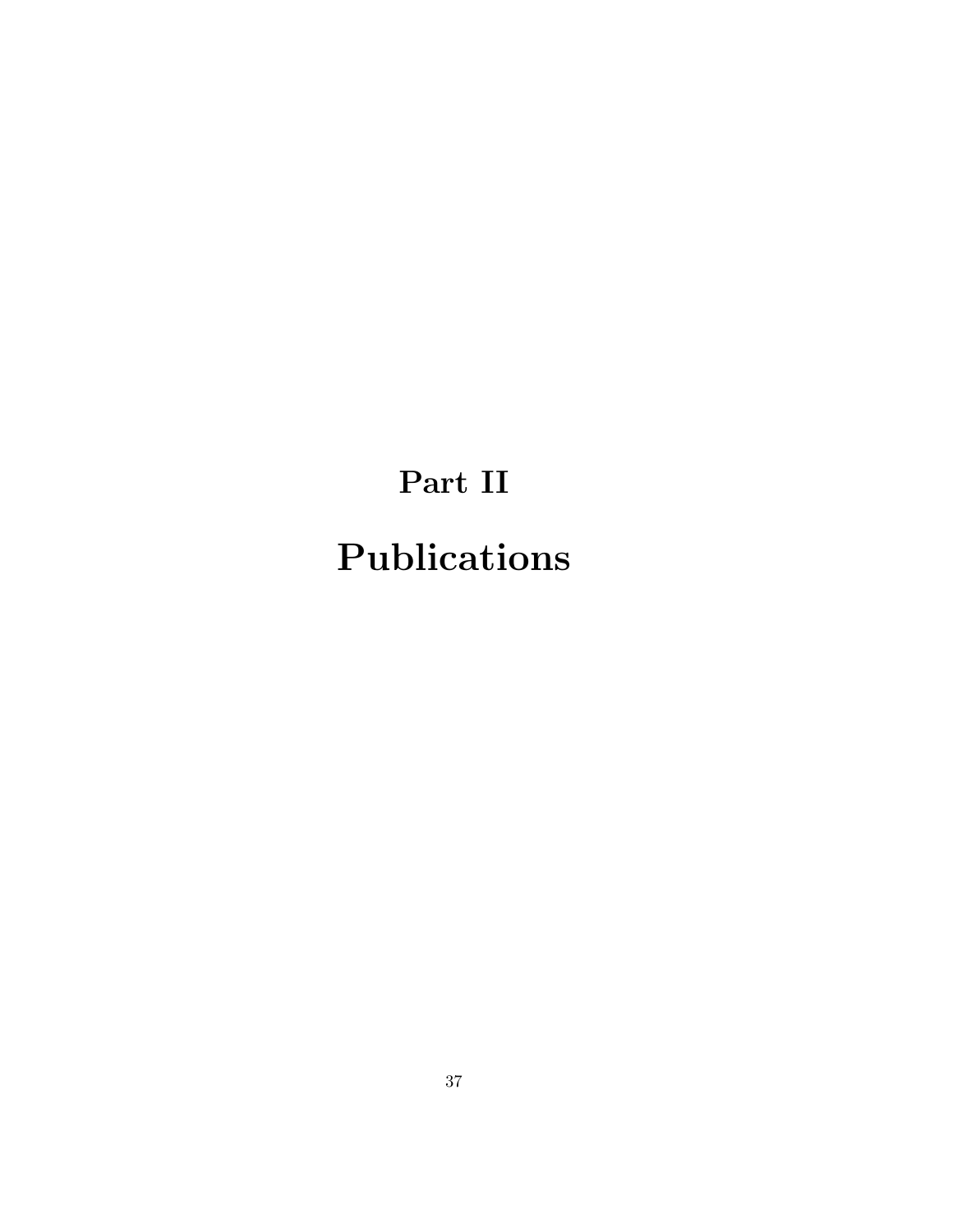# Part II

# Publications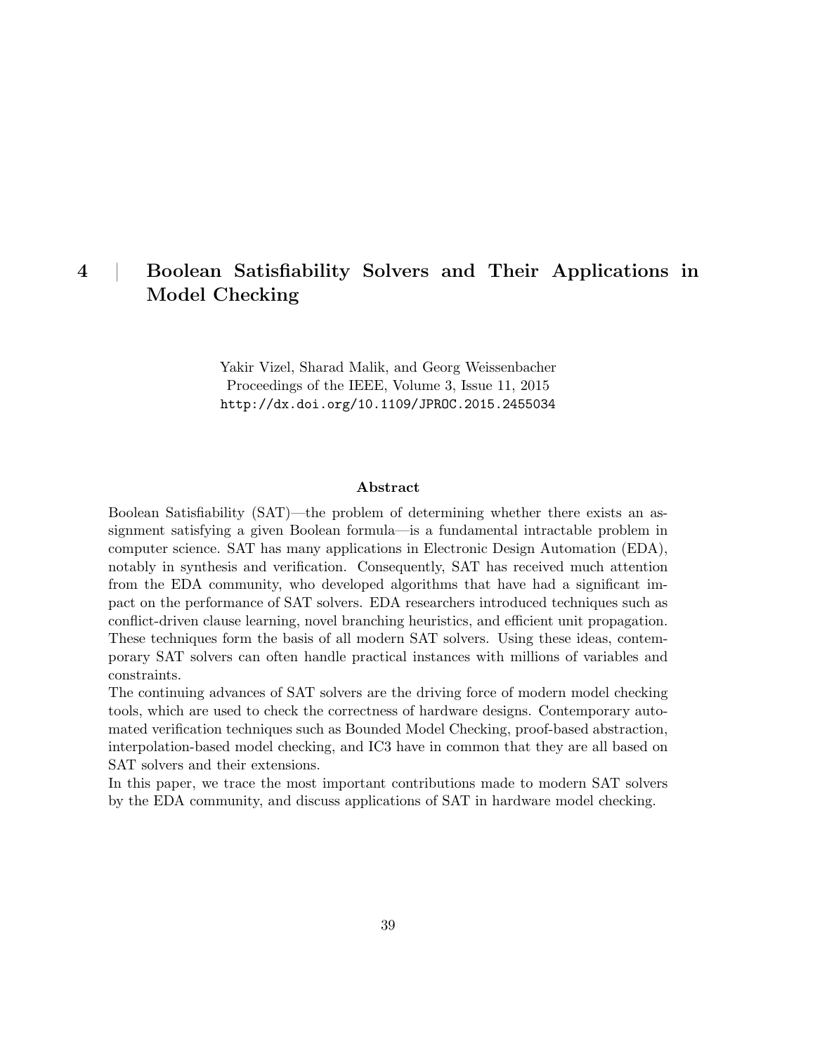# 4 | Boolean Satisfiability Solvers and Their Applications in Model Checking

Yakir Vizel, Sharad Malik, and Georg Weissenbacher
Proceedings of the IEEE, Volume 3, Issue 11, 2015
http://dx.doi.org/10.1109/JPROC.2015.2455034

### Abstract

Boolean Satisfiability (SAT)—the problem of determining whether there exists an assignment satisfying a given Boolean formula—is a fundamental intractable problem in computer science. SAT has many applications in Electronic Design Automation (EDA), notably in synthesis and verification. Consequently, SAT has received much attention from the EDA community, who developed algorithms that have had a significant impact on the performance of SAT solvers. EDA researchers introduced techniques such as conflict-driven clause learning, novel branching heuristics, and efficient unit propagation. These techniques form the basis of all modern SAT solvers. Using these ideas, contemporary SAT solvers can often handle practical instances with millions of variables and constraints.

The continuing advances of SAT solvers are the driving force of modern model checking tools, which are used to check the correctness of hardware designs. Contemporary automated verification techniques such as Bounded Model Checking, proof-based abstraction, interpolation-based model checking, and IC3 have in common that they are all based on SAT solvers and their extensions.

In this paper, we trace the most important contributions made to modern SAT solvers by the EDA community, and discuss applications of SAT in hardware model checking.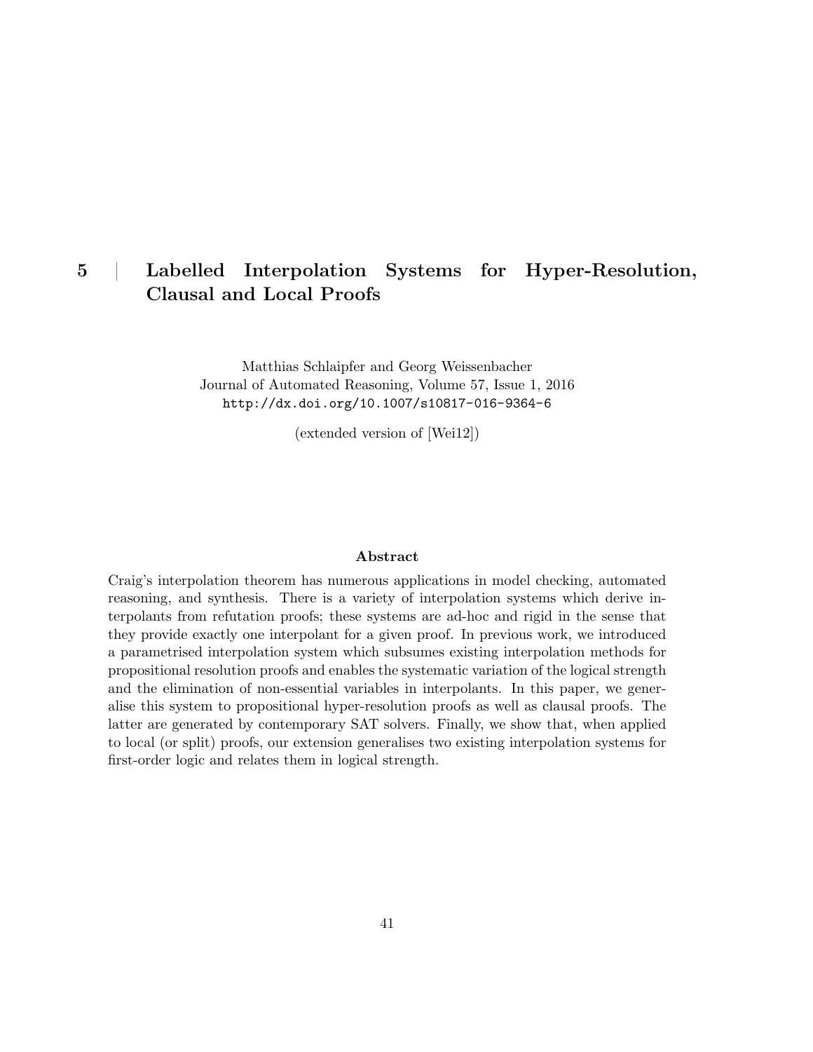# 5 | Labelled Interpolation Systems for Hyper-Resolution, Clausal and Local Proofs

Matthias Schlaipfer and Georg Weissenbacher
Journal of Automated Reasoning, Volume 57, Issue 1, 2016
`http://dx.doi.org/10.1007/s10817-016-9364-6`

(extended version of [Wei12])

## Abstract

Craig's interpolation theorem has numerous applications in model checking, automated reasoning, and synthesis. There is a variety of interpolation systems which derive interpolants from refutation proofs; these systems are ad-hoc and rigid in the sense that they provide exactly one interpolant for a given proof. In previous work, we introduced a parametrised interpolation system which subsumes existing interpolation methods for propositional resolution proofs and enables the systematic variation of the logical strength and the elimination of non-essential variables in interpolants. In this paper, we generalise this system to propositional hyper-resolution proofs as well as clausal proofs. The latter are generated by contemporary SAT solvers. Finally, we show that, when applied to local (or split) proofs, our extension generalises two existing interpolation systems for first-order logic and relates them in logical strength.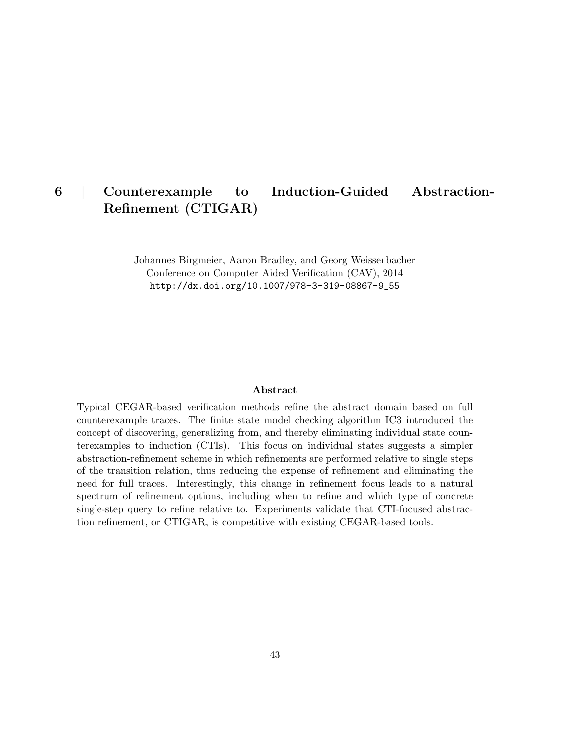# 6 | Counterexample to Induction-Guided Abstraction-Refinement (CTIGAR)

Johannes Birgmeier, Aaron Bradley, and Georg Weissenbacher
Conference on Computer Aided Verification (CAV), 2014
http://dx.doi.org/10.1007/978-3-319-08867-9_55

### Abstract

Typical CEGAR-based verification methods refine the abstract domain based on full counterexample traces. The finite state model checking algorithm IC3 introduced the concept of discovering, generalizing from, and thereby eliminating individual state counterexamples to induction (CTIs). This focus on individual states suggests a simpler abstraction-refinement scheme in which refinements are performed relative to single steps of the transition relation, thus reducing the expense of refinement and eliminating the need for full traces. Interestingly, this change in refinement focus leads to a natural spectrum of refinement options, including when to refine and which type of concrete single-step query to refine relative to. Experiments validate that CTI-focused abstraction refinement, or CTIGAR, is competitive with existing CEGAR-based tools.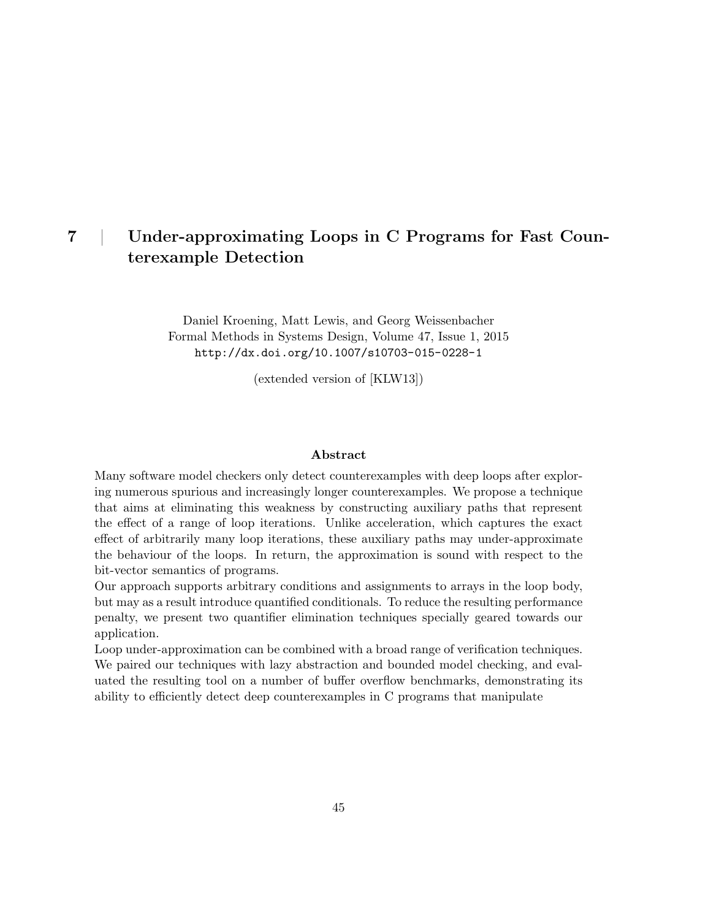# 7 | Under-approximating Loops in C Programs for Fast Counterexample Detection

Daniel Kroening, Matt Lewis, and Georg Weissenbacher
Formal Methods in Systems Design, Volume 47, Issue 1, 2015
http://dx.doi.org/10.1007/s10703-015-0228-1

(extended version of [KLW13])

## Abstract

Many software model checkers only detect counterexamples with deep loops after exploring numerous spurious and increasingly longer counterexamples. We propose a technique that aims at eliminating this weakness by constructing auxiliary paths that represent the effect of a range of loop iterations. Unlike acceleration, which captures the exact effect of arbitrarily many loop iterations, these auxiliary paths may under-approximate the behaviour of the loops. In return, the approximation is sound with respect to the bit-vector semantics of programs.

Our approach supports arbitrary conditions and assignments to arrays in the loop body, but may as a result introduce quantified conditionals. To reduce the resulting performance penalty, we present two quantifier elimination techniques specially geared towards our application.

Loop under-approximation can be combined with a broad range of verification techniques. We paired our techniques with lazy abstraction and bounded model checking, and evaluated the resulting tool on a number of buffer overflow benchmarks, demonstrating its ability to efficiently detect deep counterexamples in C programs that manipulate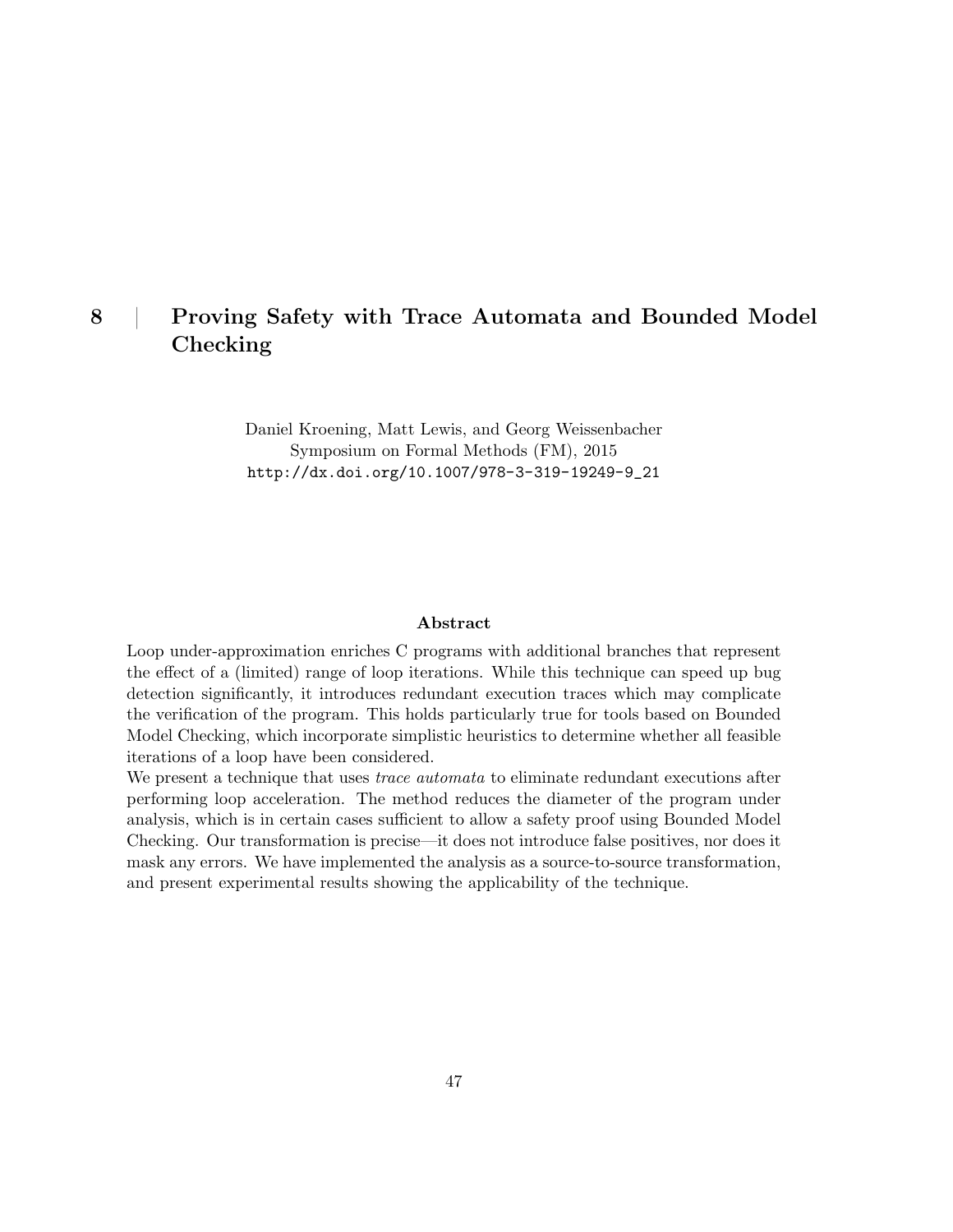# 8 | Proving Safety with Trace Automata and Bounded Model Checking

Daniel Kroening, Matt Lewis, and Georg Weissenbacher
Symposium on Formal Methods (FM), 2015
http://dx.doi.org/10.1007/978-3-319-19249-9_21

**Abstract**

Loop under-approximation enriches C programs with additional branches that represent the effect of a (limited) range of loop iterations. While this technique can speed up bug detection significantly, it introduces redundant execution traces which may complicate the verification of the program. This holds particularly true for tools based on Bounded Model Checking, which incorporate simplistic heuristics to determine whether all feasible iterations of a loop have been considered.

We present a technique that uses *trace automata* to eliminate redundant executions after performing loop acceleration. The method reduces the diameter of the program under analysis, which is in certain cases sufficient to allow a safety proof using Bounded Model Checking. Our transformation is precise—it does not introduce false positives, nor does it mask any errors. We have implemented the analysis as a source-to-source transformation, and present experimental results showing the applicability of the technique.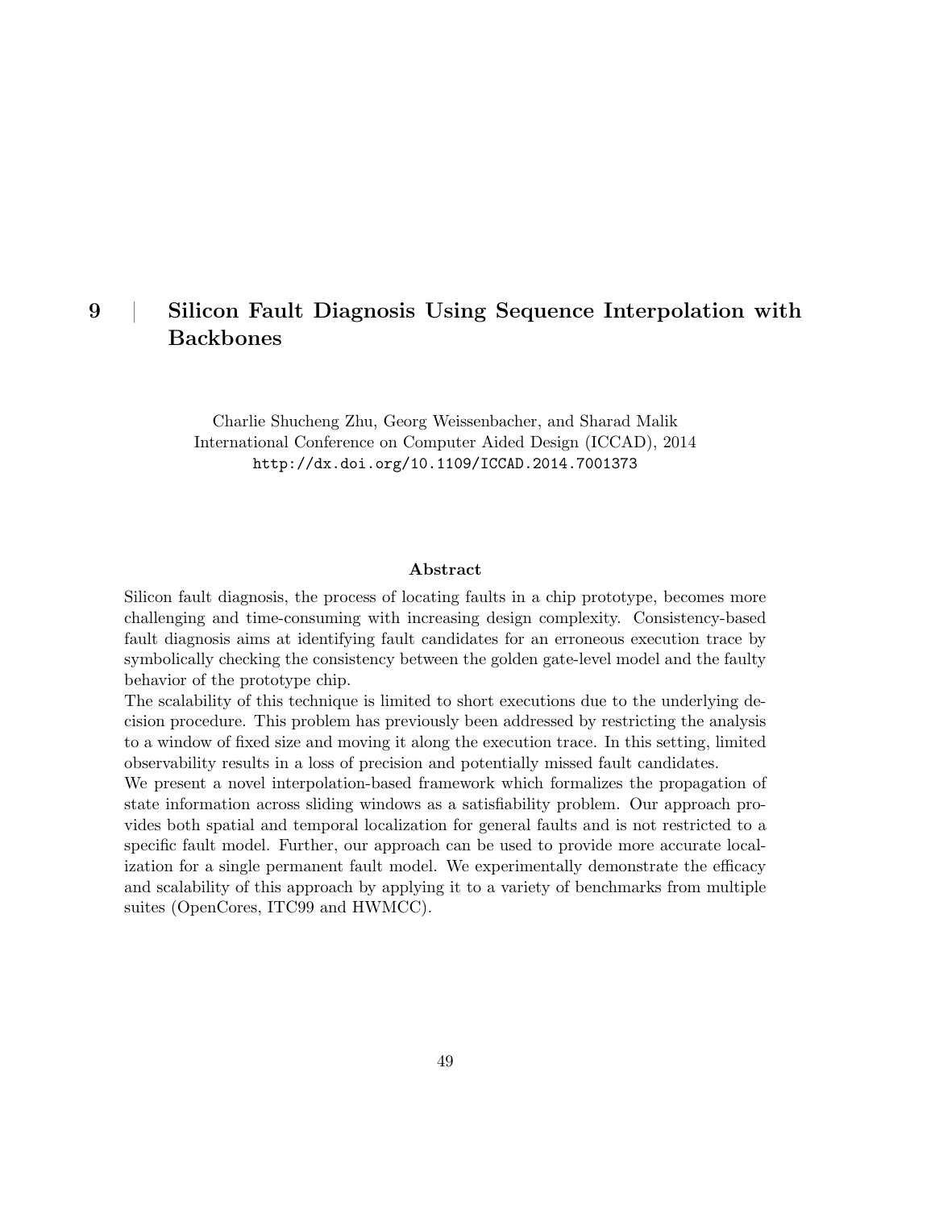# 9 | Silicon Fault Diagnosis Using Sequence Interpolation with Backbones

Charlie Shucheng Zhu, Georg Weissenbacher, and Sharad Malik
International Conference on Computer Aided Design (ICCAD), 2014
http://dx.doi.org/10.1109/ICCAD.2014.7001373

### Abstract

Silicon fault diagnosis, the process of locating faults in a chip prototype, becomes more challenging and time-consuming with increasing design complexity. Consistency-based fault diagnosis aims at identifying fault candidates for an erroneous execution trace by symbolically checking the consistency between the golden gate-level model and the faulty behavior of the prototype chip.

The scalability of this technique is limited to short executions due to the underlying decision procedure. This problem has previously been addressed by restricting the analysis to a window of fixed size and moving it along the execution trace. In this setting, limited observability results in a loss of precision and potentially missed fault candidates.

We present a novel interpolation-based framework which formalizes the propagation of state information across sliding windows as a satisfiability problem. Our approach provides both spatial and temporal localization for general faults and is not restricted to a specific fault model. Further, our approach can be used to provide more accurate localization for a single permanent fault model. We experimentally demonstrate the efficacy and scalability of this approach by applying it to a variety of benchmarks from multiple suites (OpenCores, ITC99 and HWMCC).